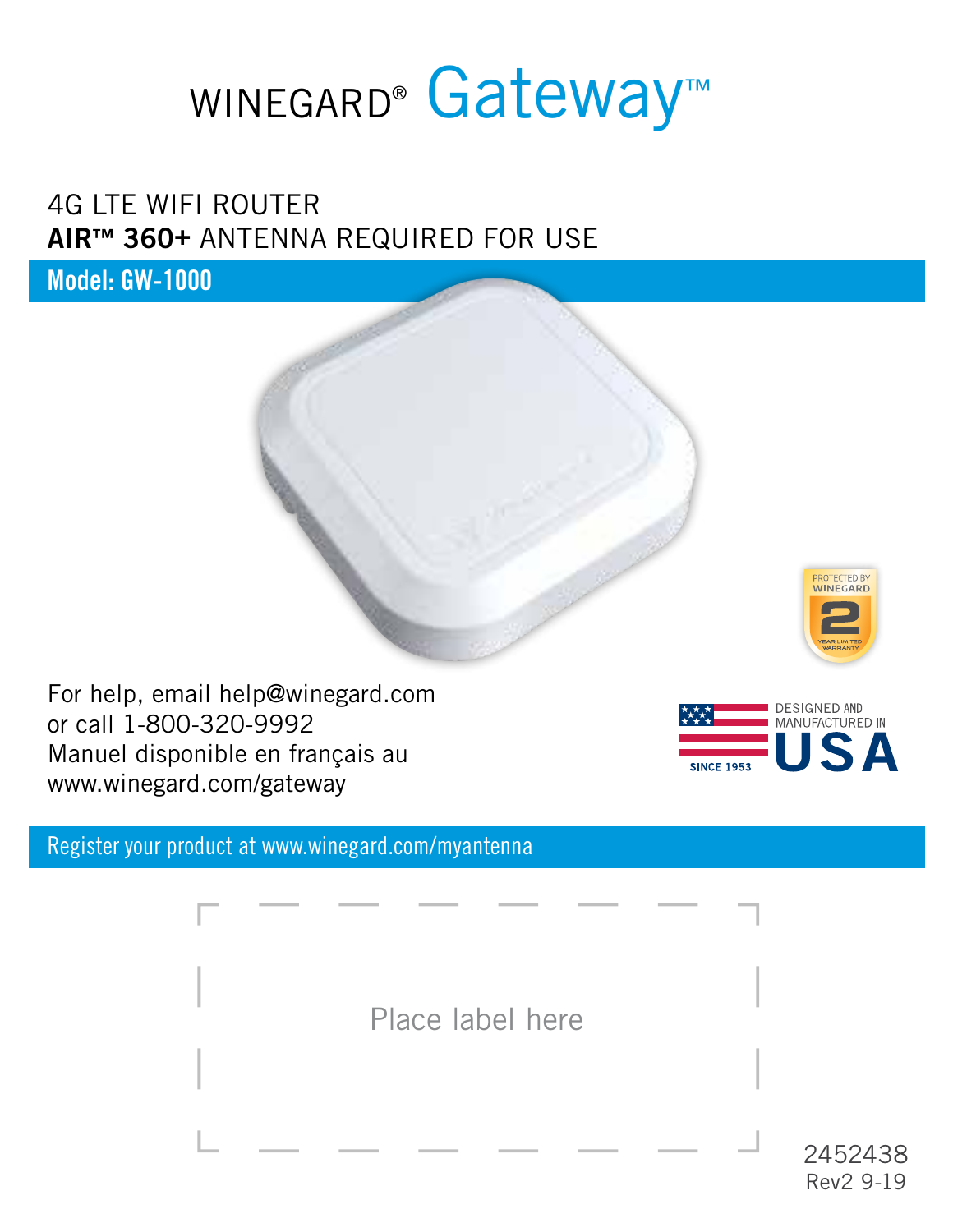# WINEGARD® Gateway™

4G LTE WIFI ROUTER
**AIR™ 360+** ANTENNA REQUIRED FOR USE

**Model: GW-1000**

PROTECTED BY WINEGARD
2
YEAR LIMITED WARRANTY

For help, email help@winegard.com
or call 1-800-320-9992
Manuel disponible en français au
www.winegard.com/gateway

DESIGNED AND MANUFACTURED IN
USA
SINCE 1953

Register your product at www.winegard.com/myantenna

Place label here

2452438
Rev2 9-19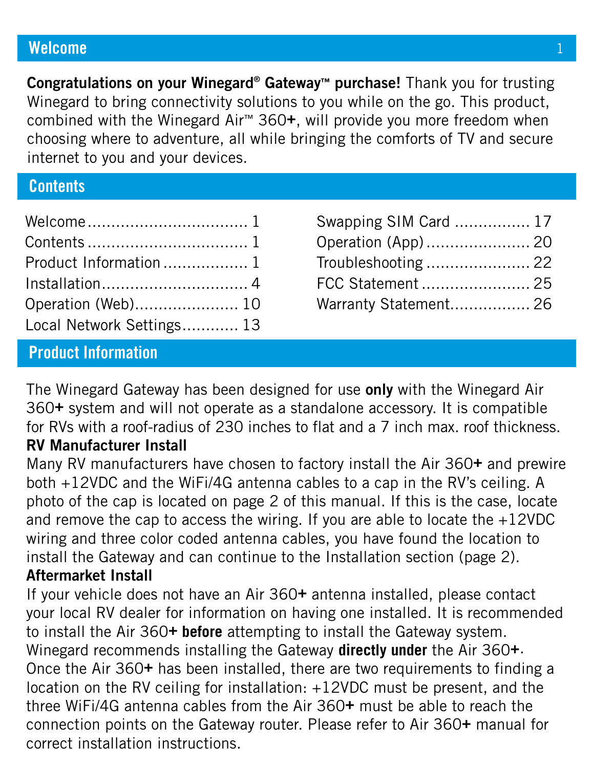## Welcome

**Congratulations on your Winegard® Gateway™ purchase!** Thank you for trusting Winegard to bring connectivity solutions to you while on the go. This product, combined with the Winegard Air™ 360**+**, will provide you more freedom when choosing where to adventure, all while bringing the comforts of TV and secure internet to you and your devices.

## Contents

| | |
|---|---|
| Welcome ..... 1 | Swapping SIM Card ..... 17 |
| Contents ..... 1 | Operation (App) ..... 20 |
| Product Information ..... 1 | Troubleshooting ..... 22 |
| Installation ..... 4 | FCC Statement ..... 25 |
| Operation (Web) ..... 10 | Warranty Statement ..... 26 |
| Local Network Settings ..... 13 | |

## Product Information

The Winegard Gateway has been designed for use **only** with the Winegard Air 360**+** system and will not operate as a standalone accessory. It is compatible for RVs with a roof-radius of 230 inches to flat and a 7 inch max. roof thickness.

**RV Manufacturer Install**

Many RV manufacturers have chosen to factory install the Air 360**+** and prewire both +12VDC and the WiFi/4G antenna cables to a cap in the RV's ceiling. A photo of the cap is located on page 2 of this manual. If this is the case, locate and remove the cap to access the wiring. If you are able to locate the +12VDC wiring and three color coded antenna cables, you have found the location to install the Gateway and can continue to the Installation section (page 2).

**Aftermarket Install**

If your vehicle does not have an Air 360**+** antenna installed, please contact your local RV dealer for information on having one installed. It is recommended to install the Air 360**+** **before** attempting to install the Gateway system. Winegard recommends installing the Gateway **directly under** the Air 360**+**. Once the Air 360**+** has been installed, there are two requirements to finding a location on the RV ceiling for installation: +12VDC must be present, and the three WiFi/4G antenna cables from the Air 360**+** must be able to reach the connection points on the Gateway router. Please refer to Air 360**+** manual for correct installation instructions.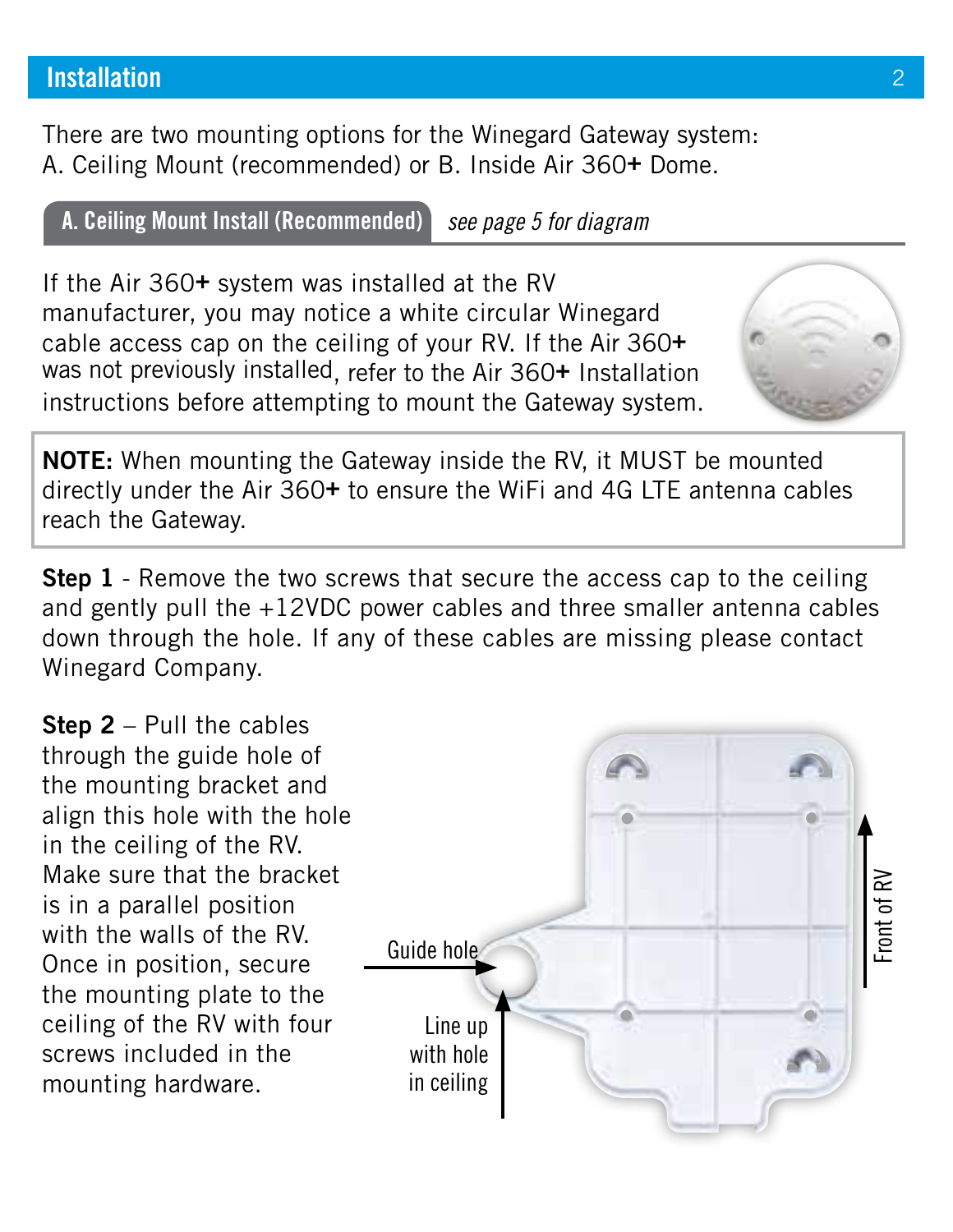## Installation

There are two mounting options for the Winegard Gateway system:
A. Ceiling Mount (recommended) or B. Inside Air 360**+** Dome.

### A. Ceiling Mount Install (Recommended) *see page 5 for diagram*

If the Air 360**+** system was installed at the RV manufacturer, you may notice a white circular Winegard cable access cap on the ceiling of your RV. If the Air 360**+** was not previously installed, refer to the Air 360**+** Installation instructions before attempting to mount the Gateway system.

> **NOTE:** When mounting the Gateway inside the RV, it MUST be mounted directly under the Air 360**+** to ensure the WiFi and 4G LTE antenna cables reach the Gateway.

**Step 1** - Remove the two screws that secure the access cap to the ceiling and gently pull the +12VDC power cables and three smaller antenna cables down through the hole. If any of these cables are missing please contact Winegard Company.

**Step 2** – Pull the cables through the guide hole of the mounting bracket and align this hole with the hole in the ceiling of the RV. Make sure that the bracket is in a parallel position with the walls of the RV. Once in position, secure the mounting plate to the ceiling of the RV with four screws included in the mounting hardware.

Guide hole

Line up with hole in ceiling

Front of RV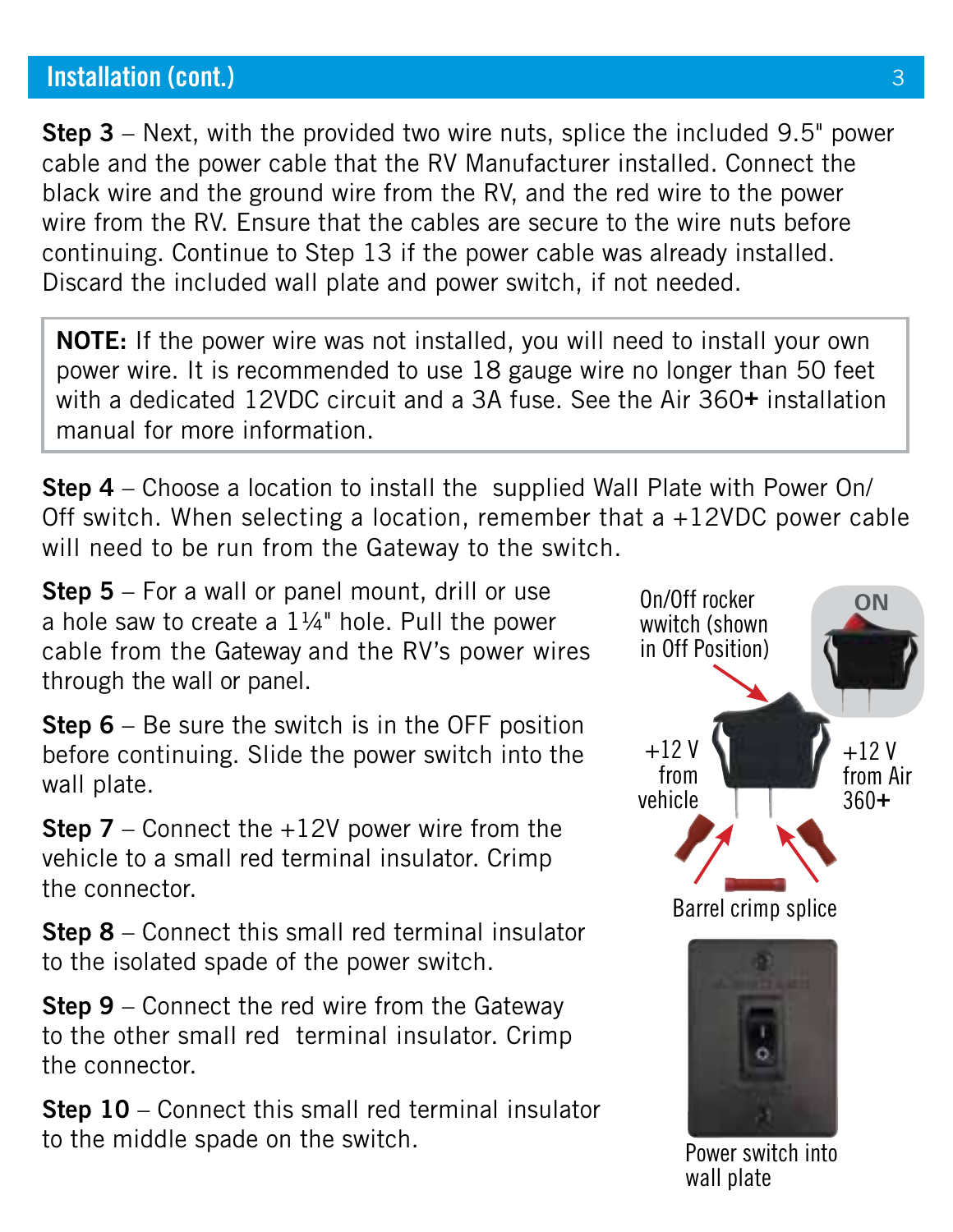## Installation (cont.)

**Step 3** – Next, with the provided two wire nuts, splice the included 9.5" power cable and the power cable that the RV Manufacturer installed. Connect the black wire and the ground wire from the RV, and the red wire to the power wire from the RV. Ensure that the cables are secure to the wire nuts before continuing. Continue to Step 13 if the power cable was already installed. Discard the included wall plate and power switch, if not needed.

> **NOTE:** If the power wire was not installed, you will need to install your own power wire. It is recommended to use 18 gauge wire no longer than 50 feet with a dedicated 12VDC circuit and a 3A fuse. See the Air 360**+** installation manual for more information.

**Step 4** – Choose a location to install the supplied Wall Plate with Power On/Off switch. When selecting a location, remember that a +12VDC power cable will need to be run from the Gateway to the switch.

**Step 5** – For a wall or panel mount, drill or use a hole saw to create a 1¼" hole. Pull the power cable from the Gateway and the RV's power wires through the wall or panel.

**Step 6** – Be sure the switch is in the OFF position before continuing. Slide the power switch into the wall plate.

**Step 7** – Connect the +12V power wire from the vehicle to a small red terminal insulator. Crimp the connector.

**Step 8** – Connect this small red terminal insulator to the isolated spade of the power switch.

**Step 9** – Connect the red wire from the Gateway to the other small red terminal insulator. Crimp the connector.

**Step 10** – Connect this small red terminal insulator to the middle spade on the switch.

On/Off rocker wwitch (shown in Off Position)

ON

+12 V from vehicle

+12 V from Air 360**+**

Barrel crimp splice

Power switch into wall plate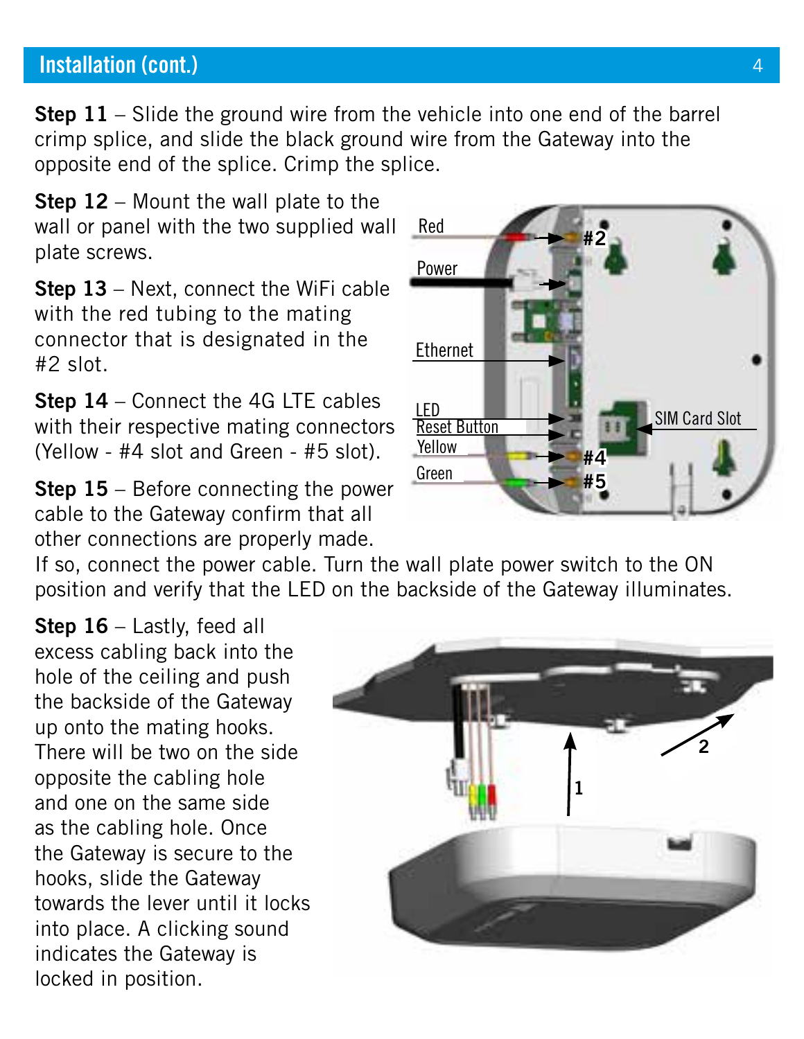## Installation (cont.)

**Step 11** – Slide the ground wire from the vehicle into one end of the barrel crimp splice, and slide the black ground wire from the Gateway into the opposite end of the splice. Crimp the splice.

**Step 12** – Mount the wall plate to the wall or panel with the two supplied wall plate screws.

**Step 13** – Next, connect the WiFi cable with the red tubing to the mating connector that is designated in the #2 slot.

**Step 14** – Connect the 4G LTE cables with their respective mating connectors (Yellow - #4 slot and Green - #5 slot).

**Step 15** – Before connecting the power cable to the Gateway confirm that all other connections are properly made. If so, connect the power cable. Turn the wall plate power switch to the ON position and verify that the LED on the backside of the Gateway illuminates.

**Step 16** – Lastly, feed all excess cabling back into the hole of the ceiling and push the backside of the Gateway up onto the mating hooks. There will be two on the side opposite the cabling hole and one on the same side as the cabling hole. Once the Gateway is secure to the hooks, slide the Gateway towards the lever until it locks into place. A clicking sound indicates the Gateway is locked in position.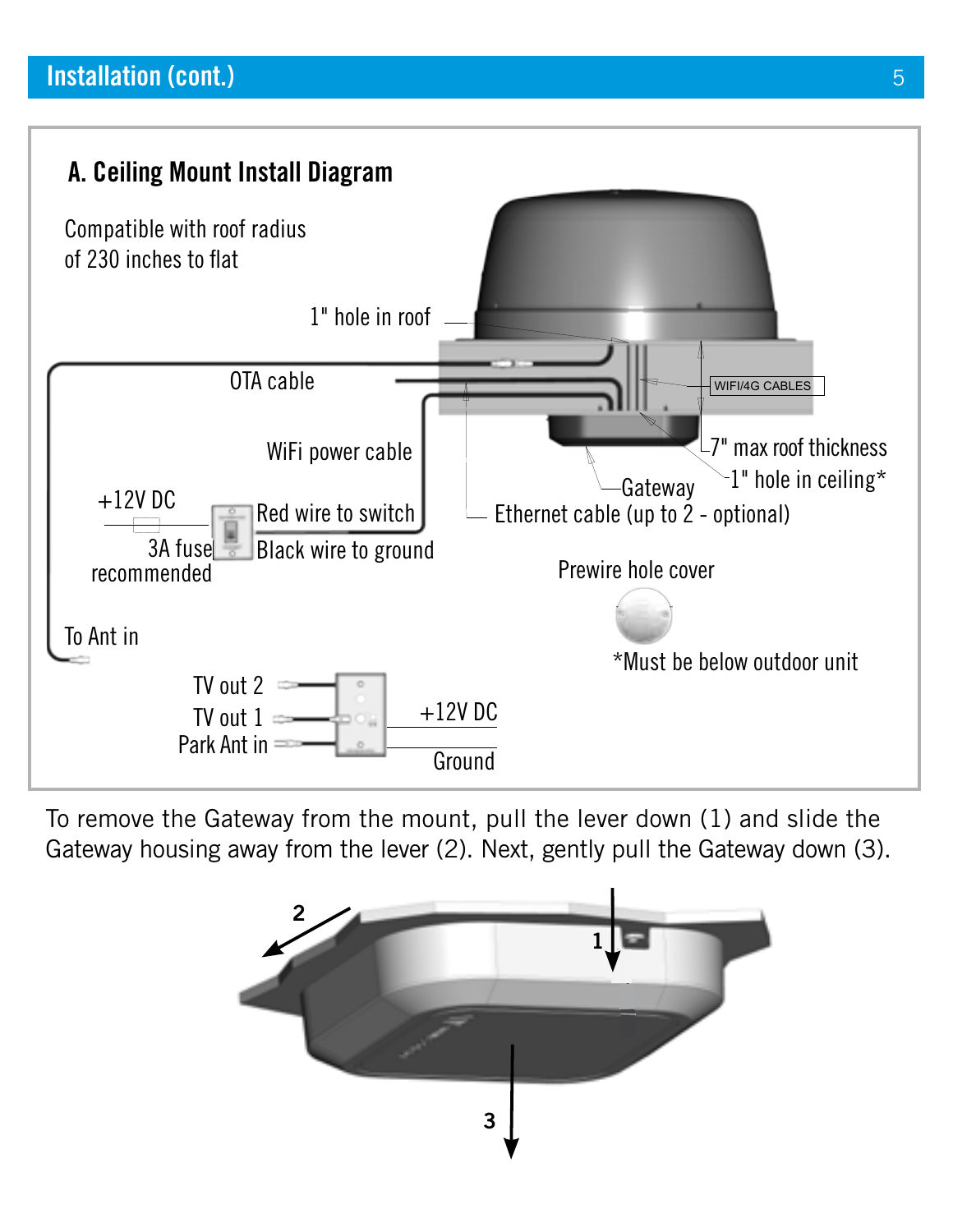## Installation (cont.)

### A. Ceiling Mount Install Diagram

Compatible with roof radius of 230 inches to flat

1" hole in roof

OTA cable

WIFI/4G CABLES

WiFi power cable

7" max roof thickness

1" hole in ceiling*

Gateway

+12V DC

Red wire to switch

Black wire to ground

Ethernet cable (up to 2 - optional)

3A fuse recommended

Prewire hole cover

To Ant in

*Must be below outdoor unit

TV out 2

TV out 1

Park Ant in

+12V DC

Ground

To remove the Gateway from the mount, pull the lever down (1) and slide the Gateway housing away from the lever (2). Next, gently pull the Gateway down (3).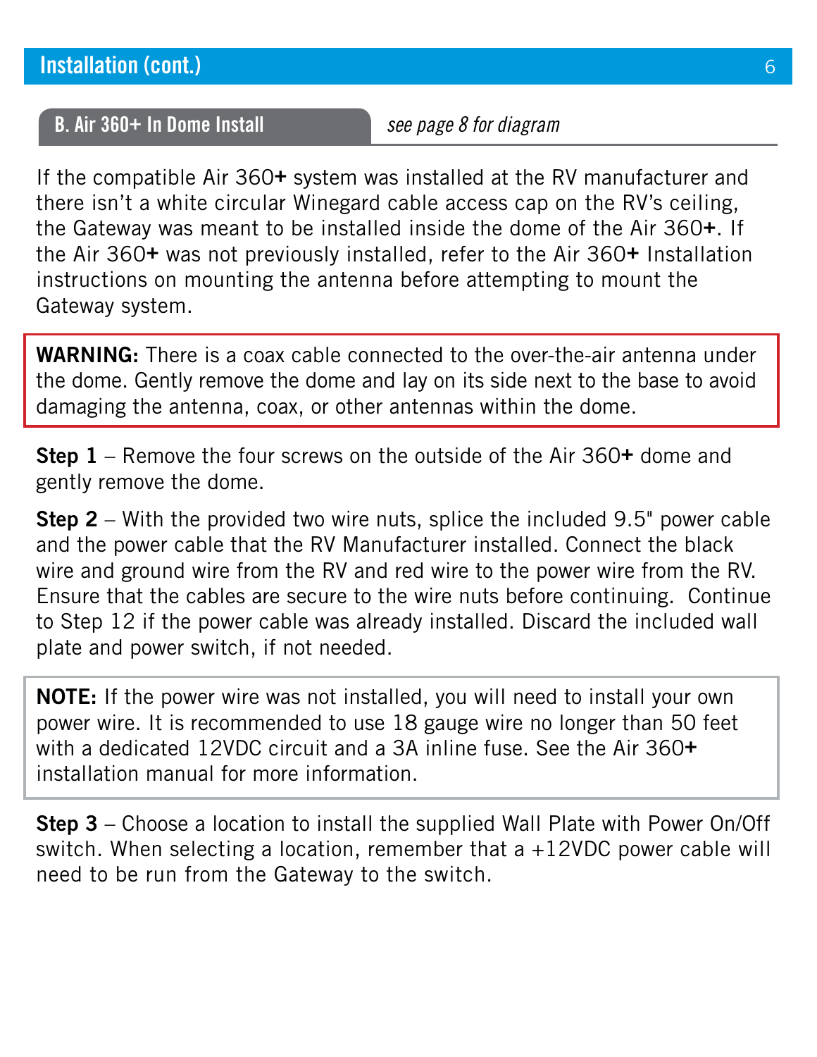## Installation (cont.)

### B. Air 360+ In Dome Install

*see page 8 for diagram*

If the compatible Air 360**+** system was installed at the RV manufacturer and there isn't a white circular Winegard cable access cap on the RV's ceiling, the Gateway was meant to be installed inside the dome of the Air 360**+**. If the Air 360**+** was not previously installed, refer to the Air 360**+** Installation instructions on mounting the antenna before attempting to mount the Gateway system.

**WARNING:** There is a coax cable connected to the over-the-air antenna under the dome. Gently remove the dome and lay on its side next to the base to avoid damaging the antenna, coax, or other antennas within the dome.

**Step 1** – Remove the four screws on the outside of the Air 360**+** dome and gently remove the dome.

**Step 2** – With the provided two wire nuts, splice the included 9.5" power cable and the power cable that the RV Manufacturer installed. Connect the black wire and ground wire from the RV and red wire to the power wire from the RV. Ensure that the cables are secure to the wire nuts before continuing. Continue to Step 12 if the power cable was already installed. Discard the included wall plate and power switch, if not needed.

**NOTE:** If the power wire was not installed, you will need to install your own power wire. It is recommended to use 18 gauge wire no longer than 50 feet with a dedicated 12VDC circuit and a 3A inline fuse. See the Air 360**+** installation manual for more information.

**Step 3** – Choose a location to install the supplied Wall Plate with Power On/Off switch. When selecting a location, remember that a +12VDC power cable will need to be run from the Gateway to the switch.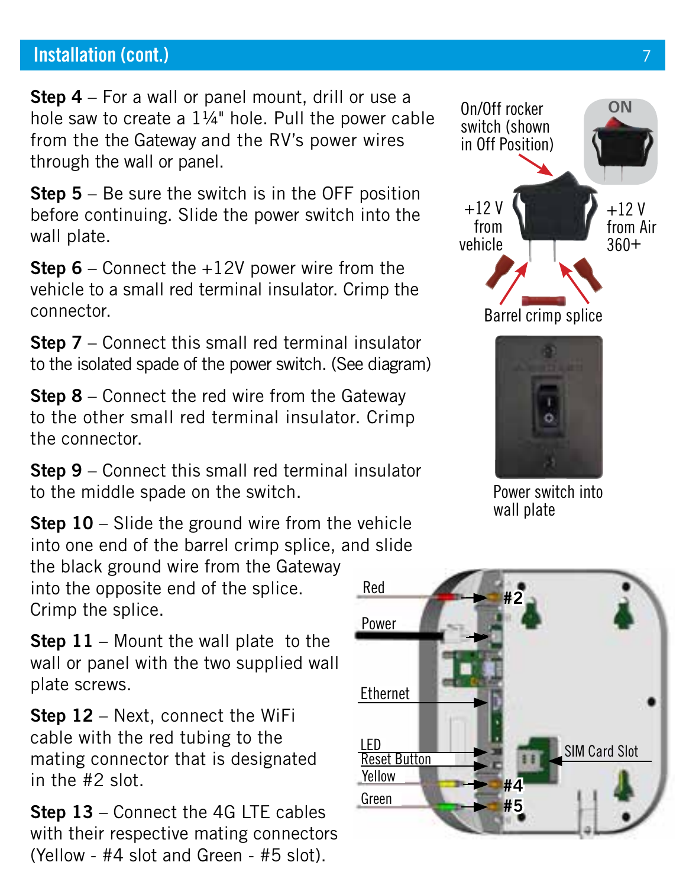## Installation (cont.)

**Step 4** – For a wall or panel mount, drill or use a hole saw to create a 1¼" hole. Pull the power cable from the the Gateway and the RV's power wires through the wall or panel.

**Step 5** – Be sure the switch is in the OFF position before continuing. Slide the power switch into the wall plate.

**Step 6** – Connect the +12V power wire from the vehicle to a small red terminal insulator. Crimp the connector.

**Step 7** – Connect this small red terminal insulator to the isolated spade of the power switch. (See diagram)

**Step 8** – Connect the red wire from the Gateway to the other small red terminal insulator. Crimp the connector.

**Step 9** – Connect this small red terminal insulator to the middle spade on the switch.

**Step 10** – Slide the ground wire from the vehicle into one end of the barrel crimp splice, and slide the black ground wire from the Gateway into the opposite end of the splice. Crimp the splice.

**Step 11** – Mount the wall plate to the wall or panel with the two supplied wall plate screws.

**Step 12** – Next, connect the WiFi cable with the red tubing to the mating connector that is designated in the #2 slot.

**Step 13** – Connect the 4G LTE cables with their respective mating connectors (Yellow - #4 slot and Green - #5 slot).

On/Off rocker switch (shown in Off Position)

ON

+12 V from vehicle

+12 V from Air 360+

Barrel crimp splice

Power switch into wall plate

Red — #2

Power

Ethernet

LED

Reset Button

Yellow — #4

Green — #5

SIM Card Slot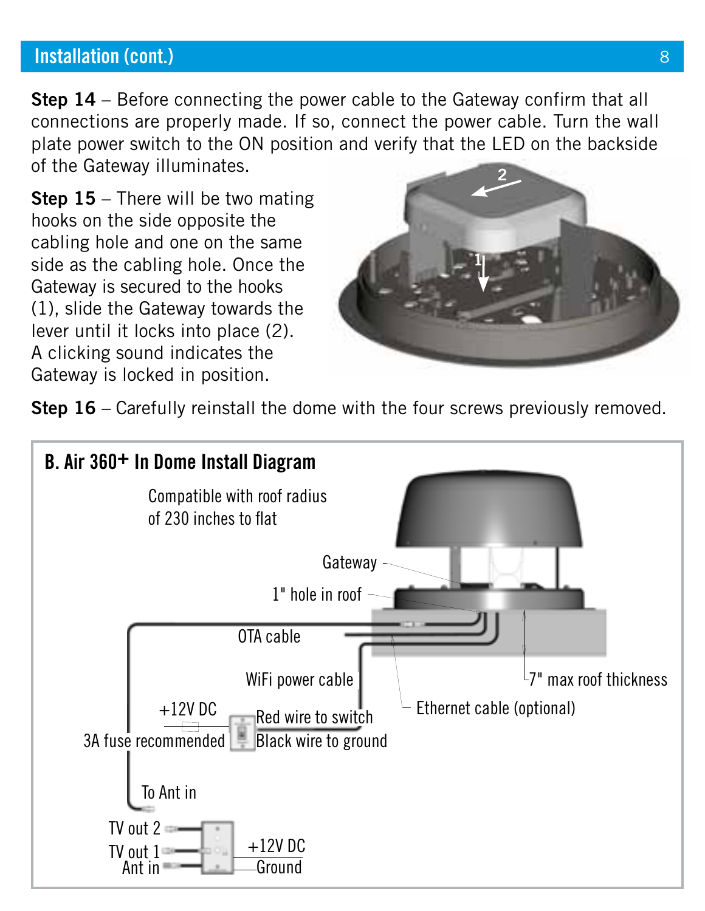## Installation (cont.)

**Step 14** – Before connecting the power cable to the Gateway confirm that all connections are properly made. If so, connect the power cable. Turn the wall plate power switch to the ON position and verify that the LED on the backside of the Gateway illuminates.

**Step 15** – There will be two mating hooks on the side opposite the cabling hole and one on the same side as the cabling hole. Once the Gateway is secured to the hooks (1), slide the Gateway towards the lever until it locks into place (2). A clicking sound indicates the Gateway is locked in position.

**Step 16** – Carefully reinstall the dome with the four screws previously removed.

### B. Air 360+ In Dome Install Diagram

Compatible with roof radius of 230 inches to flat

Gateway

1" hole in roof

OTA cable

WiFi power cable

7" max roof thickness

Ethernet cable (optional)

+12V DC

3A fuse recommended

Red wire to switch

Black wire to ground

To Ant in

TV out 2

TV out 1

Ant in

+12V DC

Ground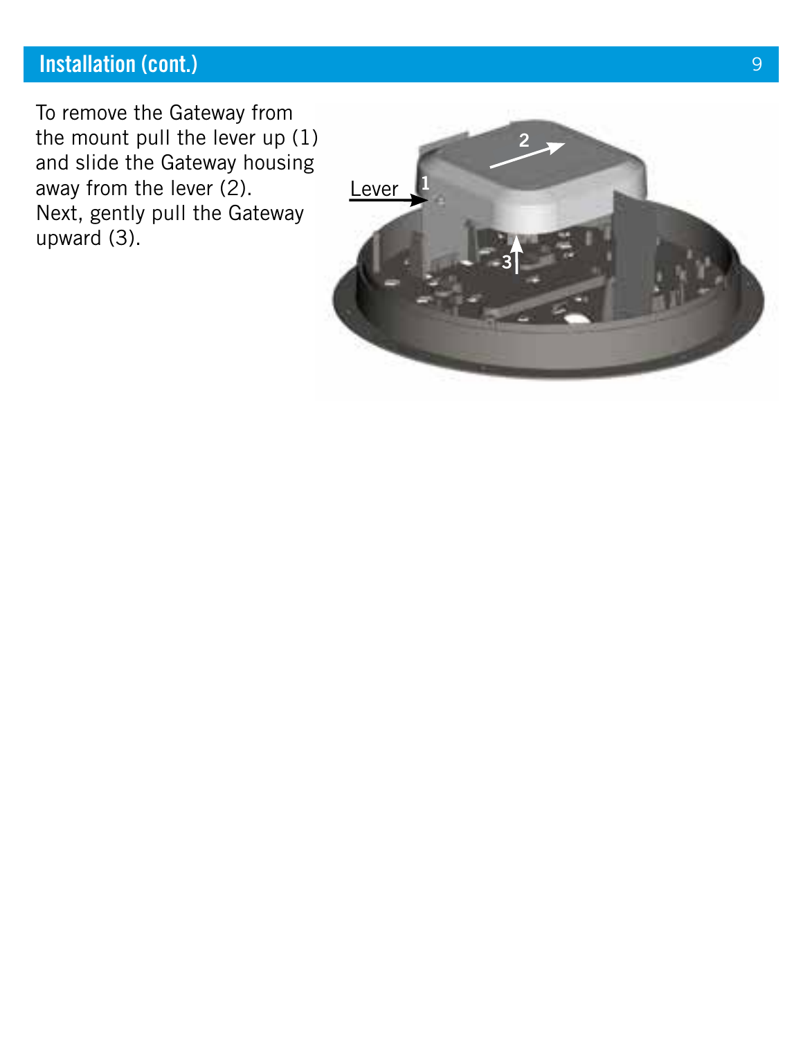## Installation (cont.)

To remove the Gateway from the mount pull the lever up (1) and slide the Gateway housing away from the lever (2). Next, gently pull the Gateway upward (3).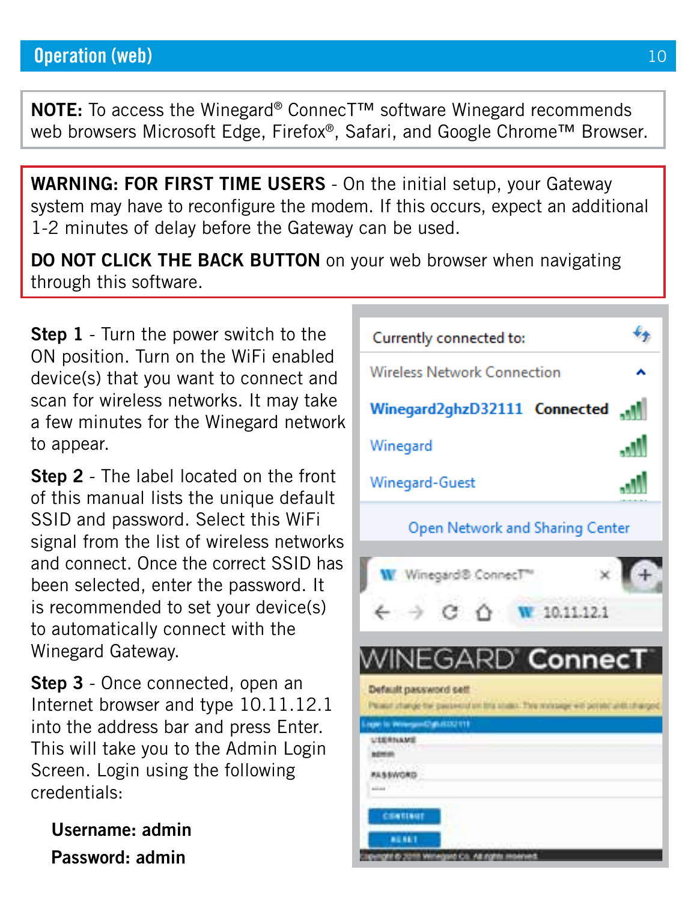## Operation (web)

**NOTE:** To access the Winegard® ConnecT™ software Winegard recommends web browsers Microsoft Edge, Firefox®, Safari, and Google Chrome™ Browser.

**WARNING: FOR FIRST TIME USERS** - On the initial setup, your Gateway system may have to reconfigure the modem. If this occurs, expect an additional 1-2 minutes of delay before the Gateway can be used.

**DO NOT CLICK THE BACK BUTTON** on your web browser when navigating through this software.

**Step 1** - Turn the power switch to the ON position. Turn on the WiFi enabled device(s) that you want to connect and scan for wireless networks. It may take a few minutes for the Winegard network to appear.

**Step 2** - The label located on the front of this manual lists the unique default SSID and password. Select this WiFi signal from the list of wireless networks and connect. Once the correct SSID has been selected, enter the password. It is recommended to set your device(s) to automatically connect with the Winegard Gateway.

**Step 3** - Once connected, open an Internet browser and type 10.11.12.1 into the address bar and press Enter. This will take you to the Admin Login Screen. Login using the following credentials:

**Username: admin**

**Password: admin**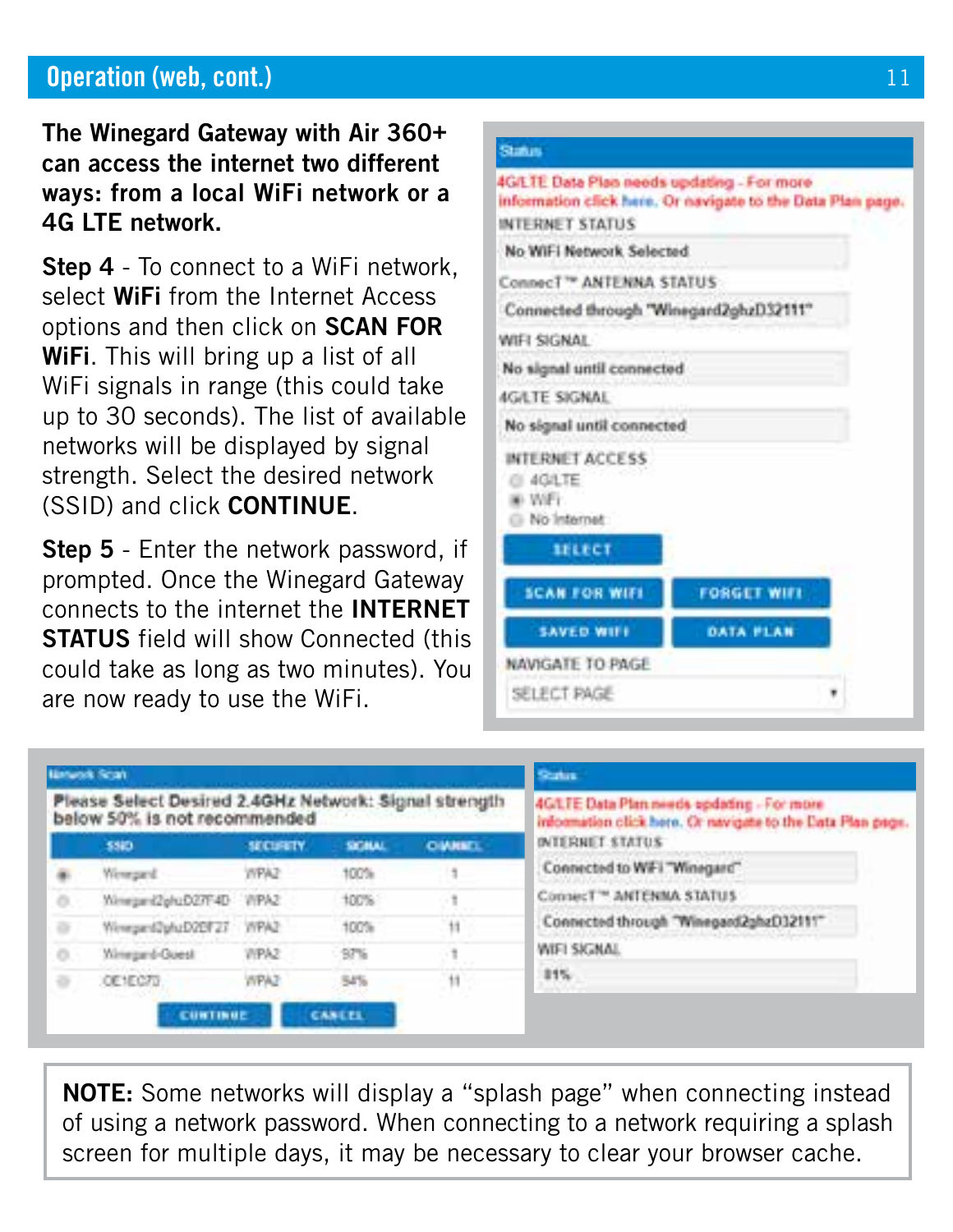## Operation (web, cont.)

**The Winegard Gateway with Air 360+ can access the internet two different ways: from a local WiFi network or a 4G LTE network.**

**Step 4** - To connect to a WiFi network, select **WiFi** from the Internet Access options and then click on **SCAN FOR WiFi**. This will bring up a list of all WiFi signals in range (this could take up to 30 seconds). The list of available networks will be displayed by signal strength. Select the desired network (SSID) and click **CONTINUE**.

**Step 5** - Enter the network password, if prompted. Once the Winegard Gateway connects to the internet the **INTERNET STATUS** field will show Connected (this could take as long as two minutes). You are now ready to use the WiFi.

Status

4G/LTE Data Plan needs updating - For more information click here. Or navigate to the Data Plan page.

INTERNET STATUS
No WiFi Network Selected

ConnecT™ ANTENNA STATUS
Connected through "Winegard2ghzD32111"

WIFI SIGNAL
No signal until connected

4G/LTE SIGNAL
No signal until connected

INTERNET ACCESS
- 4G/LTE
- WiFi
- No Internet

SELECT | SCAN FOR WIFI | FORGET WIFI | SAVED WIFI | DATA PLAN

NAVIGATE TO PAGE
SELECT PAGE

Network Scan

Please Select Desired 2.4GHz Network: Signal strength below 50% is not recommended

| | SSID | SECURITY | SIGNAL | CHANNEL |
|---|---|---|---|---|
| ● | Winegard | WPA2 | 100% | 1 |
| ○ | Winegard2ghzD27F4D | WPA2 | 100% | 1 |
| ○ | Winegard2ghzD2EF27 | WPA2 | 100% | 11 |
| ○ | Winegard-Guest | WPA2 | 97% | 1 |
| ○ | OE1EC70 | WPA2 | 94% | 11 |

CONTINUE | CANCEL

Status

4G/LTE Data Plan needs updating - For more information click here. Or navigate to the Data Plan page.

INTERNET STATUS
Connected to WiFi "Winegard"

ConnecT™ ANTENNA STATUS
Connected through "Winegard2ghzD32111"

WIFI SIGNAL
81%

**NOTE:** Some networks will display a "splash page" when connecting instead of using a network password. When connecting to a network requiring a splash screen for multiple days, it may be necessary to clear your browser cache.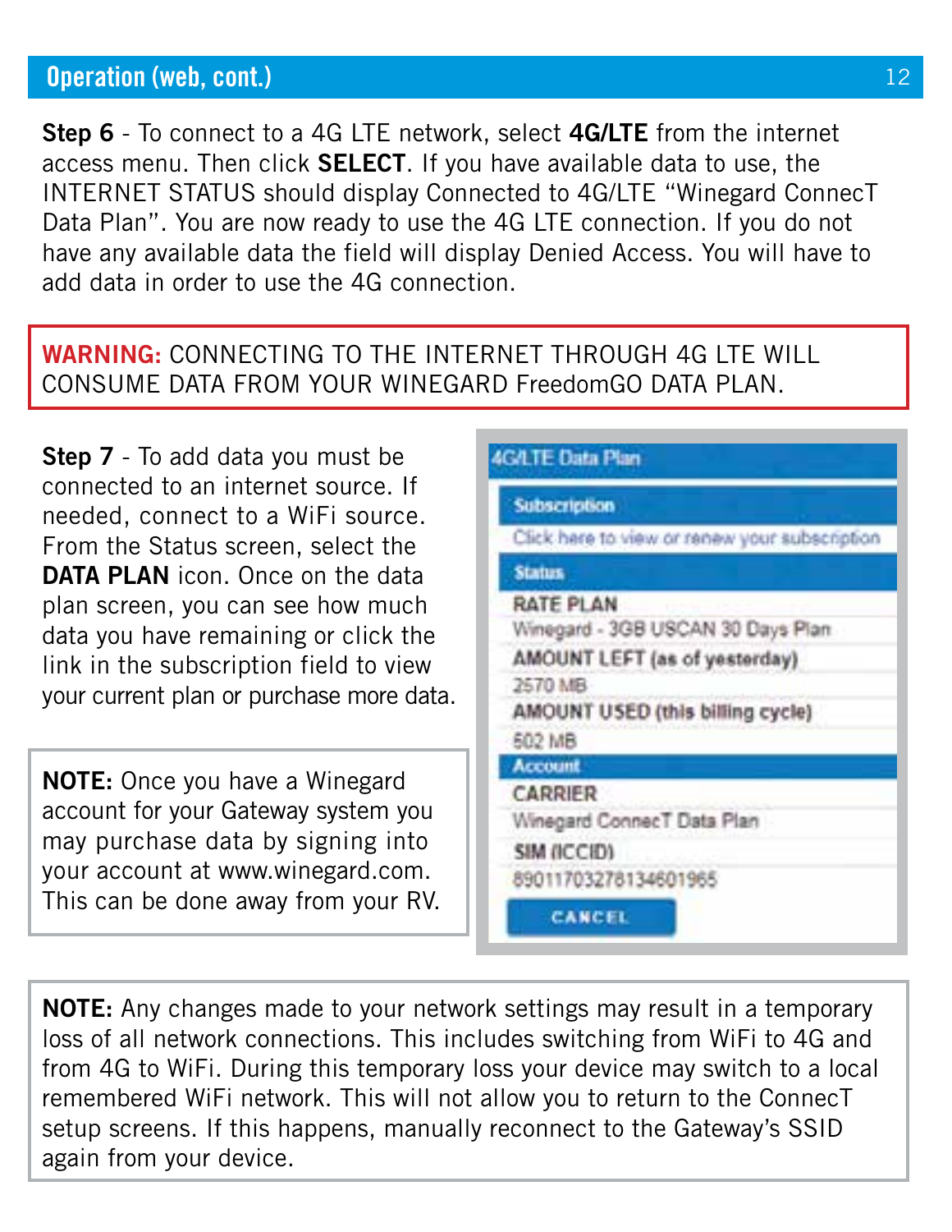## Operation (web, cont.)

**Step 6** - To connect to a 4G LTE network, select **4G/LTE** from the internet access menu. Then click **SELECT**. If you have available data to use, the INTERNET STATUS should display Connected to 4G/LTE "Winegard ConnecT Data Plan". You are now ready to use the 4G LTE connection. If you do not have any available data the field will display Denied Access. You will have to add data in order to use the 4G connection.

**WARNING:** CONNECTING TO THE INTERNET THROUGH 4G LTE WILL CONSUME DATA FROM YOUR WINEGARD FreedomGO DATA PLAN.

**Step 7** - To add data you must be connected to an internet source. If needed, connect to a WiFi source. From the Status screen, select the **DATA PLAN** icon. Once on the data plan screen, you can see how much data you have remaining or click the link in the subscription field to view your current plan or purchase more data.

**NOTE:** Once you have a Winegard account for your Gateway system you may purchase data by signing into your account at www.winegard.com. This can be done away from your RV.

4G/LTE Data Plan

Subscription

Click here to view or renew your subscription

Status

RATE PLAN

Winegard - 3GB USCAN 30 Days Plan

AMOUNT LEFT (as of yesterday)

2570 MB

AMOUNT USED (this billing cycle)

502 MB

Account

CARRIER

Winegard ConnecT Data Plan

SIM (ICCID)

89011703278134601965

CANCEL

**NOTE:** Any changes made to your network settings may result in a temporary loss of all network connections. This includes switching from WiFi to 4G and from 4G to WiFi. During this temporary loss your device may switch to a local remembered WiFi network. This will not allow you to return to the ConnecT setup screens. If this happens, manually reconnect to the Gateway's SSID again from your device.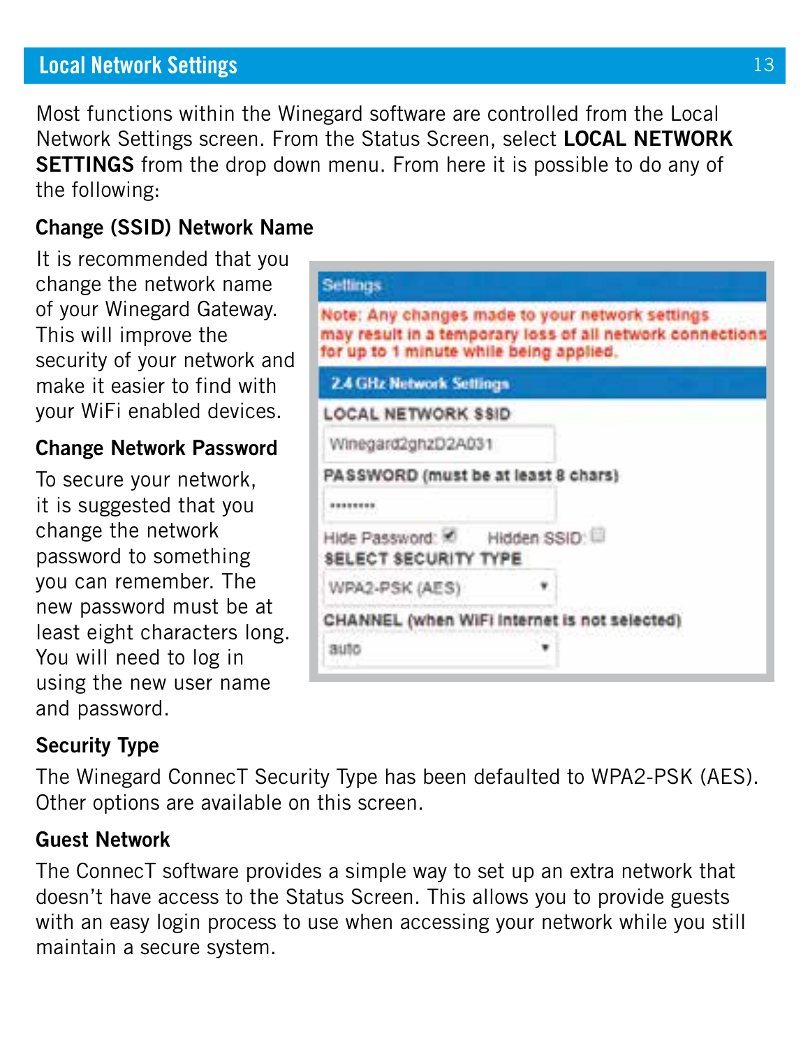# Local Network Settings

Most functions within the Winegard software are controlled from the Local Network Settings screen. From the Status Screen, select **LOCAL NETWORK SETTINGS** from the drop down menu. From here it is possible to do any of the following:

## Change (SSID) Network Name

It is recommended that you change the network name of your Winegard Gateway. This will improve the security of your network and make it easier to find with your WiFi enabled devices.

## Change Network Password

To secure your network, it is suggested that you change the network password to something you can remember. The new password must be at least eight characters long. You will need to log in using the new user name and password.

## Security Type

The Winegard ConnecT Security Type has been defaulted to WPA2-PSK (AES). Other options are available on this screen.

## Guest Network

The ConnecT software provides a simple way to set up an extra network that doesn't have access to the Status Screen. This allows you to provide guests with an easy login process to use when accessing your network while you still maintain a secure system.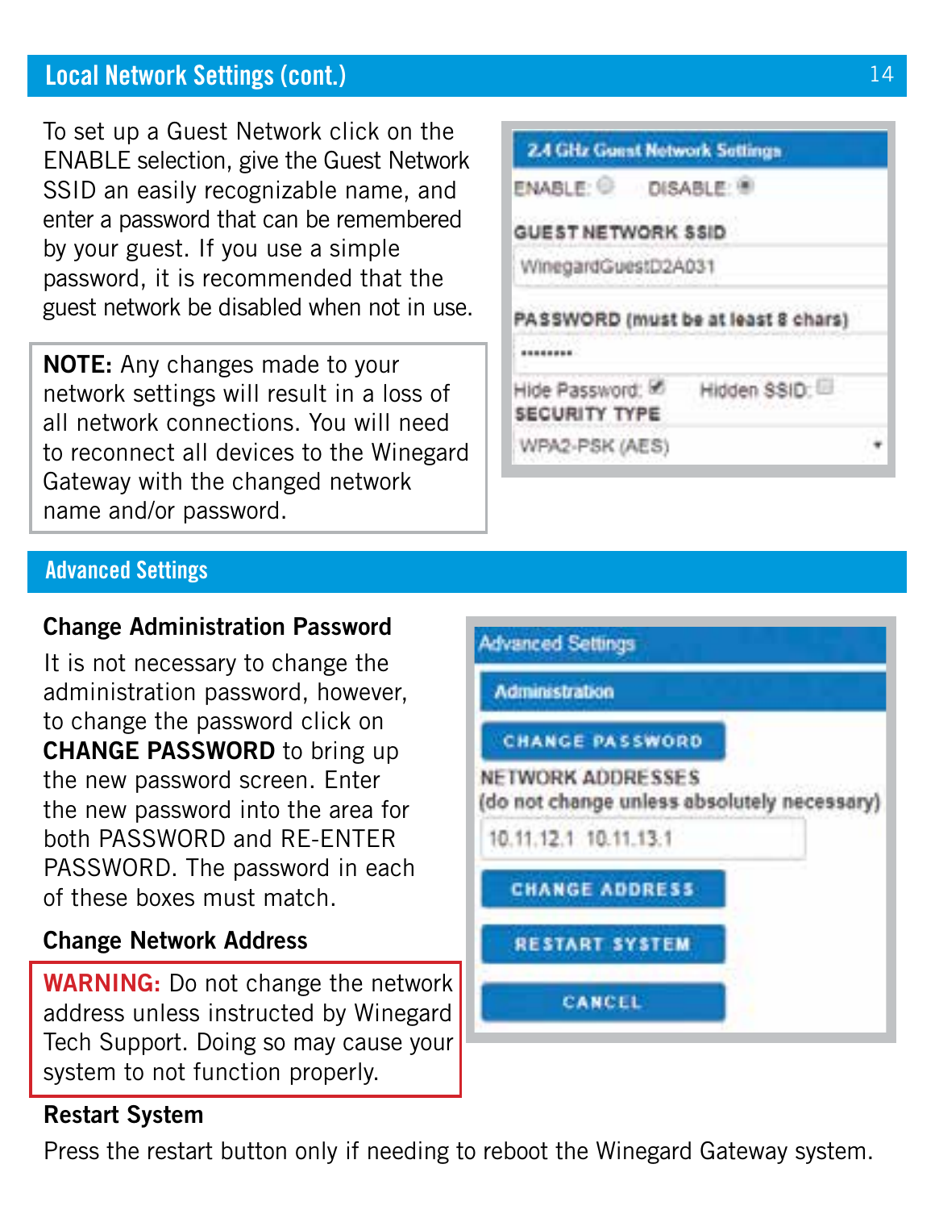## Local Network Settings (cont.)

To set up a Guest Network click on the ENABLE selection, give the Guest Network SSID an easily recognizable name, and enter a password that can be remembered by your guest. If you use a simple password, it is recommended that the guest network be disabled when not in use.

**NOTE:** Any changes made to your network settings will result in a loss of all network connections. You will need to reconnect all devices to the Winegard Gateway with the changed network name and/or password.

2.4 GHz Guest Network Settings

ENABLE: ○ DISABLE: ●

GUEST NETWORK SSID

WinegardGuestD2A031

PASSWORD (must be at least 8 chars)

••••••••

Hide Password: ☑ Hidden SSID: ☐

SECURITY TYPE

WPA2-PSK (AES)

## Advanced Settings

### Change Administration Password

It is not necessary to change the administration password, however, to change the password click on **CHANGE PASSWORD** to bring up the new password screen. Enter the new password into the area for both PASSWORD and RE-ENTER PASSWORD. The password in each of these boxes must match.

### Change Network Address

**WARNING:** Do not change the network address unless instructed by Winegard Tech Support. Doing so may cause your system to not function properly.

### Restart System

Press the restart button only if needing to reboot the Winegard Gateway system.

Advanced Settings

Administration

CHANGE PASSWORD

NETWORK ADDRESSES
(do not change unless absolutely necessary)

10.11.12.1 10.11.13.1

CHANGE ADDRESS

RESTART SYSTEM

CANCEL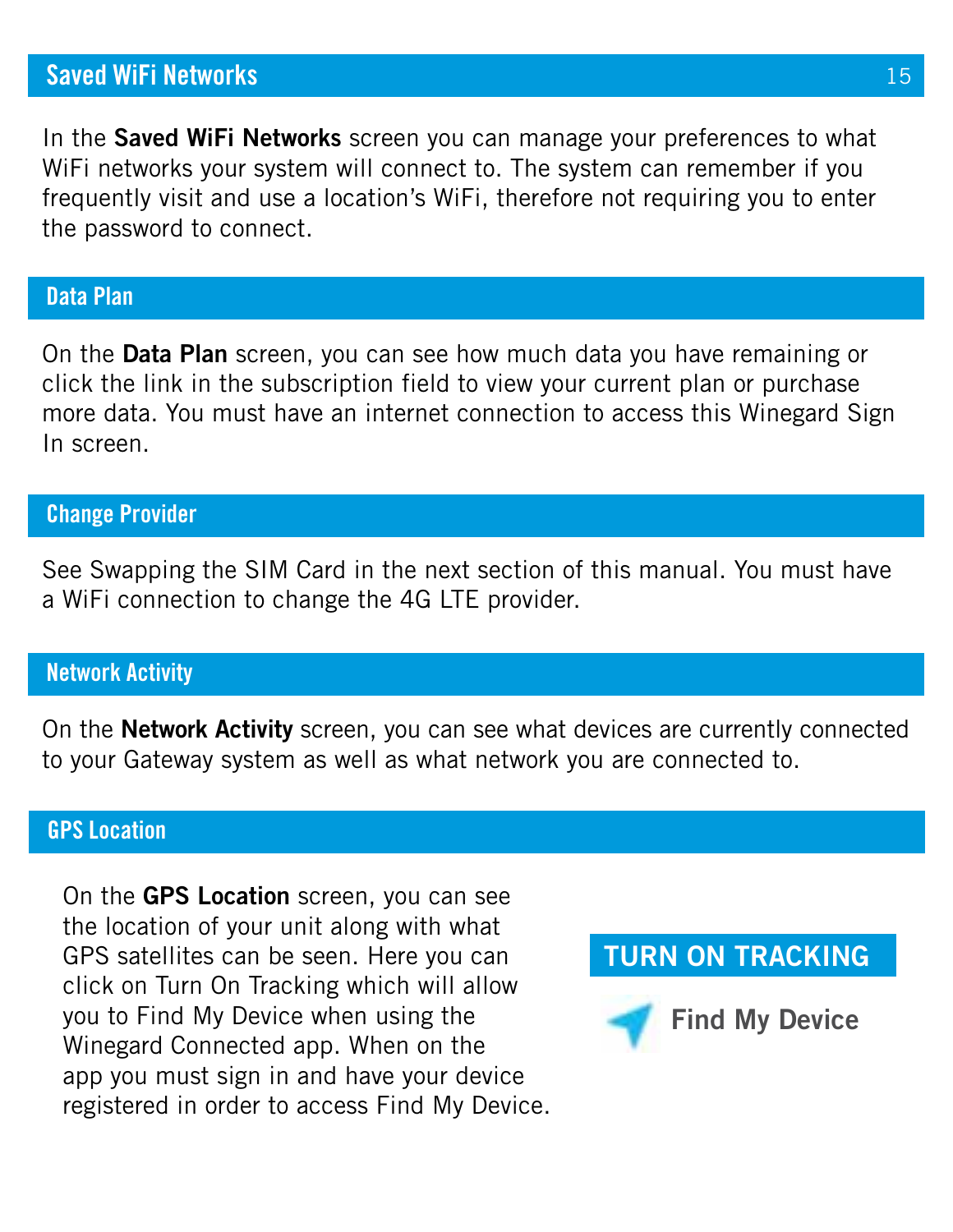## Saved WiFi Networks

In the **Saved WiFi Networks** screen you can manage your preferences to what WiFi networks your system will connect to. The system can remember if you frequently visit and use a location's WiFi, therefore not requiring you to enter the password to connect.

## Data Plan

On the **Data Plan** screen, you can see how much data you have remaining or click the link in the subscription field to view your current plan or purchase more data. You must have an internet connection to access this Winegard Sign In screen.

## Change Provider

See Swapping the SIM Card in the next section of this manual. You must have a WiFi connection to change the 4G LTE provider.

## Network Activity

On the **Network Activity** screen, you can see what devices are currently connected to your Gateway system as well as what network you are connected to.

## GPS Location

On the **GPS Location** screen, you can see the location of your unit along with what GPS satellites can be seen. Here you can click on Turn On Tracking which will allow you to Find My Device when using the Winegard Connected app. When on the app you must sign in and have your device registered in order to access Find My Device.

TURN ON TRACKING

**Find My Device**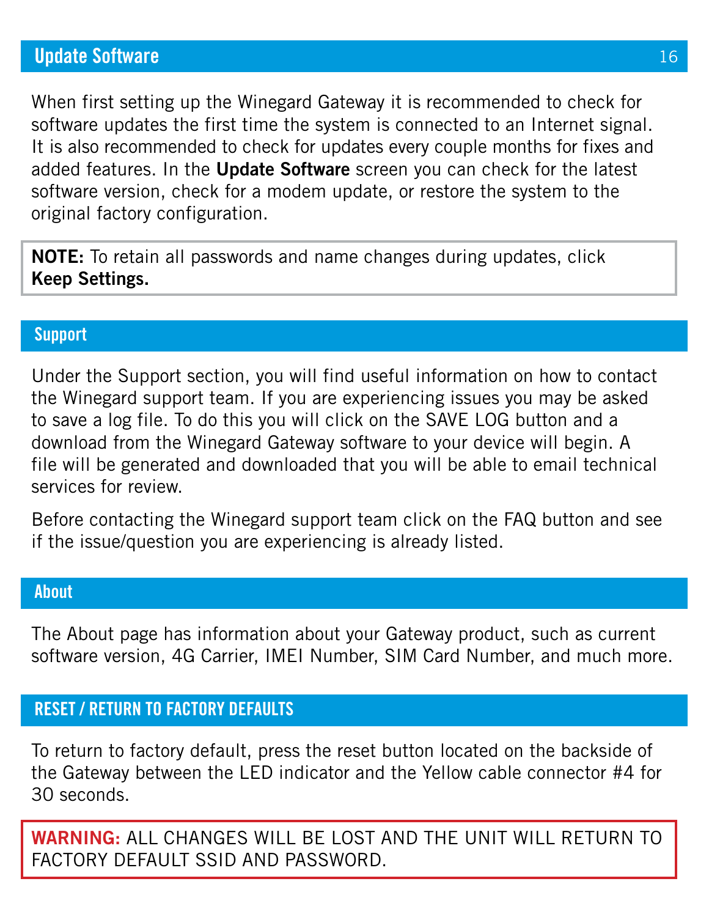## Update Software

When first setting up the Winegard Gateway it is recommended to check for software updates the first time the system is connected to an Internet signal. It is also recommended to check for updates every couple months for fixes and added features. In the **Update Software** screen you can check for the latest software version, check for a modem update, or restore the system to the original factory configuration.

> **NOTE:** To retain all passwords and name changes during updates, click **Keep Settings.**

## Support

Under the Support section, you will find useful information on how to contact the Winegard support team. If you are experiencing issues you may be asked to save a log file. To do this you will click on the SAVE LOG button and a download from the Winegard Gateway software to your device will begin. A file will be generated and downloaded that you will be able to email technical services for review.

Before contacting the Winegard support team click on the FAQ button and see if the issue/question you are experiencing is already listed.

## About

The About page has information about your Gateway product, such as current software version, 4G Carrier, IMEI Number, SIM Card Number, and much more.

## RESET / RETURN TO FACTORY DEFAULTS

To return to factory default, press the reset button located on the backside of the Gateway between the LED indicator and the Yellow cable connector #4 for 30 seconds.

> **WARNING:** ALL CHANGES WILL BE LOST AND THE UNIT WILL RETURN TO FACTORY DEFAULT SSID AND PASSWORD.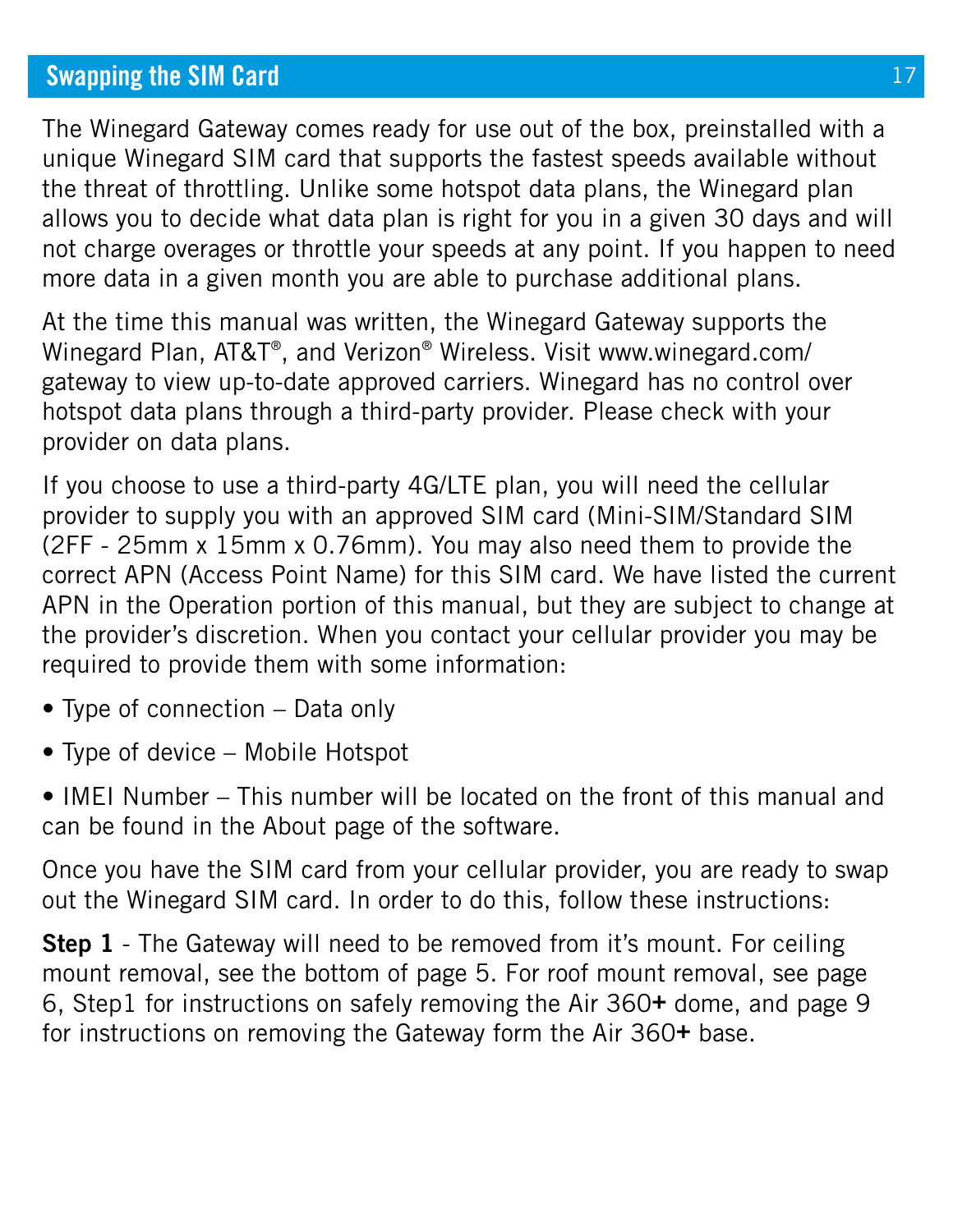## Swapping the SIM Card

The Winegard Gateway comes ready for use out of the box, preinstalled with a unique Winegard SIM card that supports the fastest speeds available without the threat of throttling. Unlike some hotspot data plans, the Winegard plan allows you to decide what data plan is right for you in a given 30 days and will not charge overages or throttle your speeds at any point. If you happen to need more data in a given month you are able to purchase additional plans.

At the time this manual was written, the Winegard Gateway supports the Winegard Plan, AT&T®, and Verizon® Wireless. Visit www.winegard.com/gateway to view up-to-date approved carriers. Winegard has no control over hotspot data plans through a third-party provider. Please check with your provider on data plans.

If you choose to use a third-party 4G/LTE plan, you will need the cellular provider to supply you with an approved SIM card (Mini-SIM/Standard SIM (2FF - 25mm x 15mm x 0.76mm). You may also need them to provide the correct APN (Access Point Name) for this SIM card. We have listed the current APN in the Operation portion of this manual, but they are subject to change at the provider's discretion. When you contact your cellular provider you may be required to provide them with some information:

- Type of connection – Data only
- Type of device – Mobile Hotspot
- IMEI Number – This number will be located on the front of this manual and can be found in the About page of the software.

Once you have the SIM card from your cellular provider, you are ready to swap out the Winegard SIM card. In order to do this, follow these instructions:

**Step 1** - The Gateway will need to be removed from it's mount. For ceiling mount removal, see the bottom of page 5. For roof mount removal, see page 6, Step1 for instructions on safely removing the Air 360**+** dome, and page 9 for instructions on removing the Gateway form the Air 360**+** base.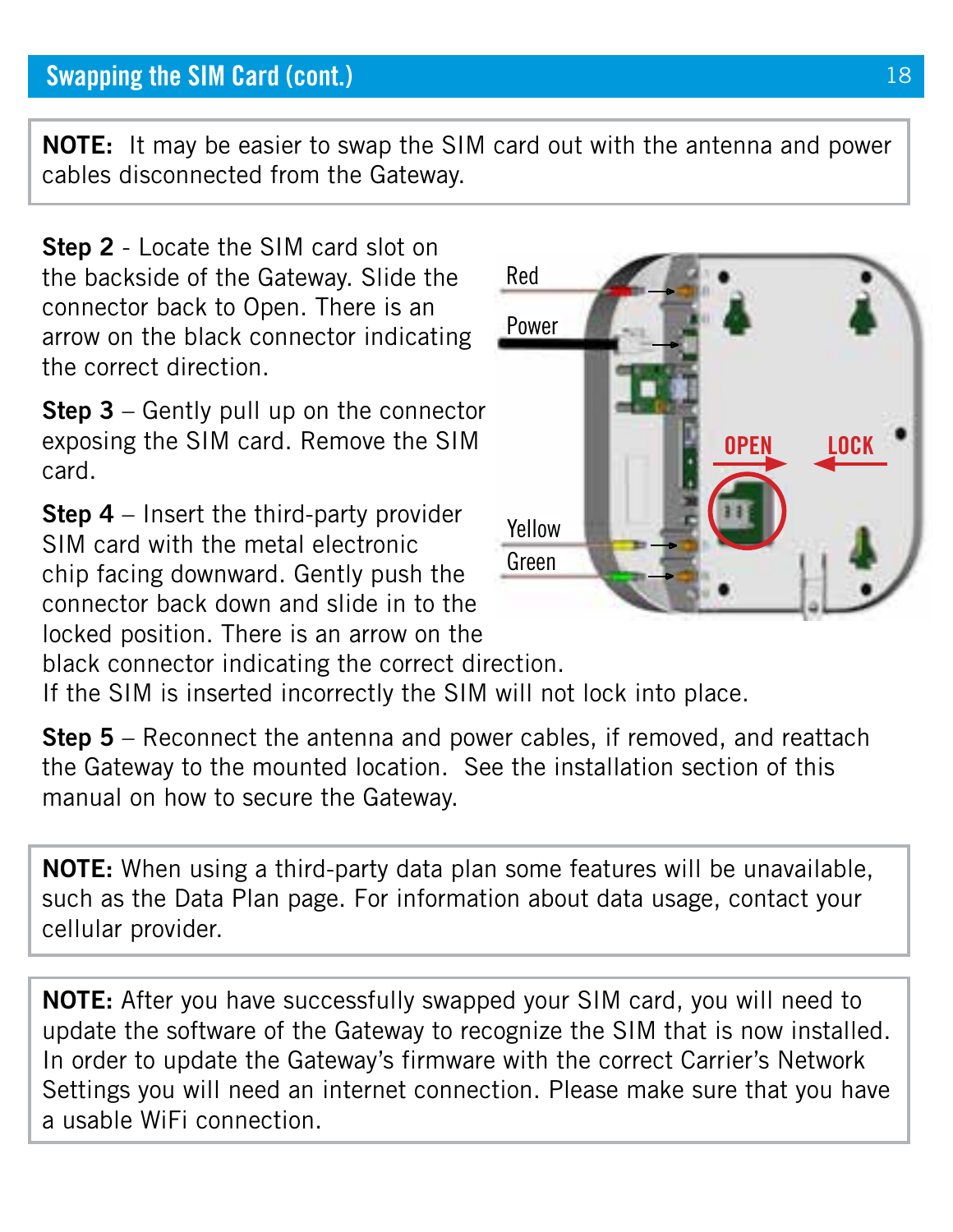## Swapping the SIM Card (cont.)

**NOTE:** It may be easier to swap the SIM card out with the antenna and power cables disconnected from the Gateway.

**Step 2** - Locate the SIM card slot on the backside of the Gateway. Slide the connector back to Open. There is an arrow on the black connector indicating the correct direction.

**Step 3** – Gently pull up on the connector exposing the SIM card. Remove the SIM card.

**Step 4** – Insert the third-party provider SIM card with the metal electronic chip facing downward. Gently push the connector back down and slide in to the locked position. There is an arrow on the black connector indicating the correct direction. If the SIM is inserted incorrectly the SIM will not lock into place.

Red
Power
OPEN
LOCK
Yellow
Green

**Step 5** – Reconnect the antenna and power cables, if removed, and reattach the Gateway to the mounted location. See the installation section of this manual on how to secure the Gateway.

**NOTE:** When using a third-party data plan some features will be unavailable, such as the Data Plan page. For information about data usage, contact your cellular provider.

**NOTE:** After you have successfully swapped your SIM card, you will need to update the software of the Gateway to recognize the SIM that is now installed. In order to update the Gateway's firmware with the correct Carrier's Network Settings you will need an internet connection. Please make sure that you have a usable WiFi connection.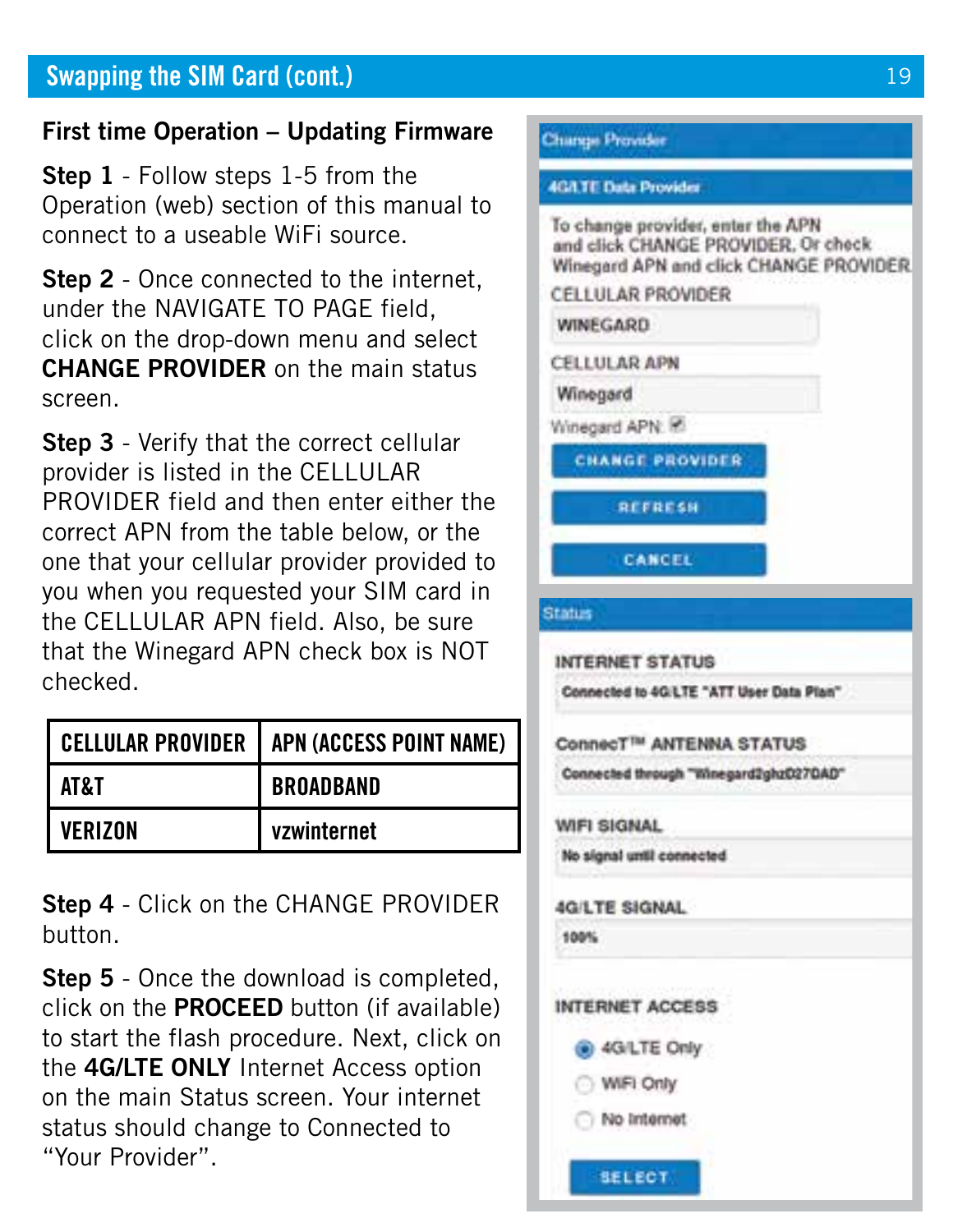## Swapping the SIM Card (cont.)

### First time Operation – Updating Firmware

**Step 1** - Follow steps 1-5 from the Operation (web) section of this manual to connect to a useable WiFi source.

**Step 2** - Once connected to the internet, under the NAVIGATE TO PAGE field, click on the drop-down menu and select **CHANGE PROVIDER** on the main status screen.

**Step 3** - Verify that the correct cellular provider is listed in the CELLULAR PROVIDER field and then enter either the correct APN from the table below, or the one that your cellular provider provided to you when you requested your SIM card in the CELLULAR APN field. Also, be sure that the Winegard APN check box is NOT checked.

| CELLULAR PROVIDER | APN (ACCESS POINT NAME) |
|---|---|
| AT&T | BROADBAND |
| VERIZON | vzwinternet |

**Step 4** - Click on the CHANGE PROVIDER button.

**Step 5** - Once the download is completed, click on the **PROCEED** button (if available) to start the flash procedure. Next, click on the **4G/LTE ONLY** Internet Access option on the main Status screen. Your internet status should change to Connected to "Your Provider".

Change Provider

4G/LTE Data Provider

To change provider, enter the APN and click CHANGE PROVIDER. Or check Winegard APN and click CHANGE PROVIDER

CELLULAR PROVIDER

WINEGARD

CELLULAR APN

Winegard

Winegard APN

CHANGE PROVIDER

REFRESH

CANCEL

Status

INTERNET STATUS

Connected to 4G/LTE "ATT User Data Plan"

ConnecT™ ANTENNA STATUS

Connected through "Winegard2ghz0270AD"

WIFI SIGNAL

No signal until connected

4G/LTE SIGNAL

100%

INTERNET ACCESS

- 4G/LTE Only
- WiFi Only
- No Internet

SELECT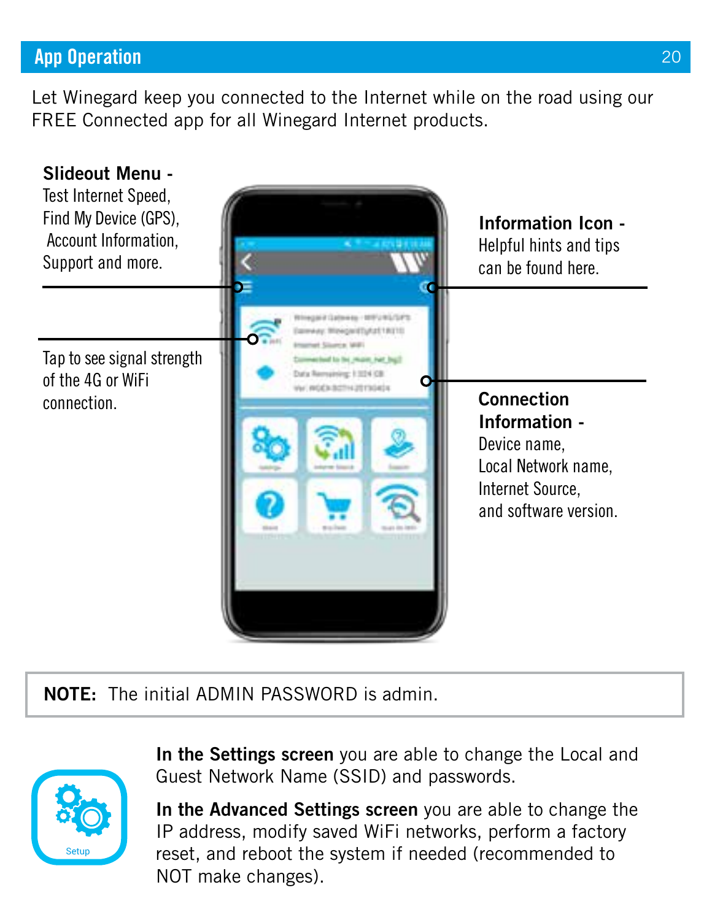## App Operation

Let Winegard keep you connected to the Internet while on the road using our FREE Connected app for all Winegard Internet products.

**Slideout Menu -**
Test Internet Speed,
Find My Device (GPS),
Account Information,
Support and more.

Tap to see signal strength of the 4G or WiFi connection.

**Information Icon -**
Helpful hints and tips can be found here.

**Connection Information -**
Device name,
Local Network name,
Internet Source,
and software version.

**NOTE:** The initial ADMIN PASSWORD is admin.

Setup

**In the Settings screen** you are able to change the Local and Guest Network Name (SSID) and passwords.

**In the Advanced Settings screen** you are able to change the IP address, modify saved WiFi networks, perform a factory reset, and reboot the system if needed (recommended to NOT make changes).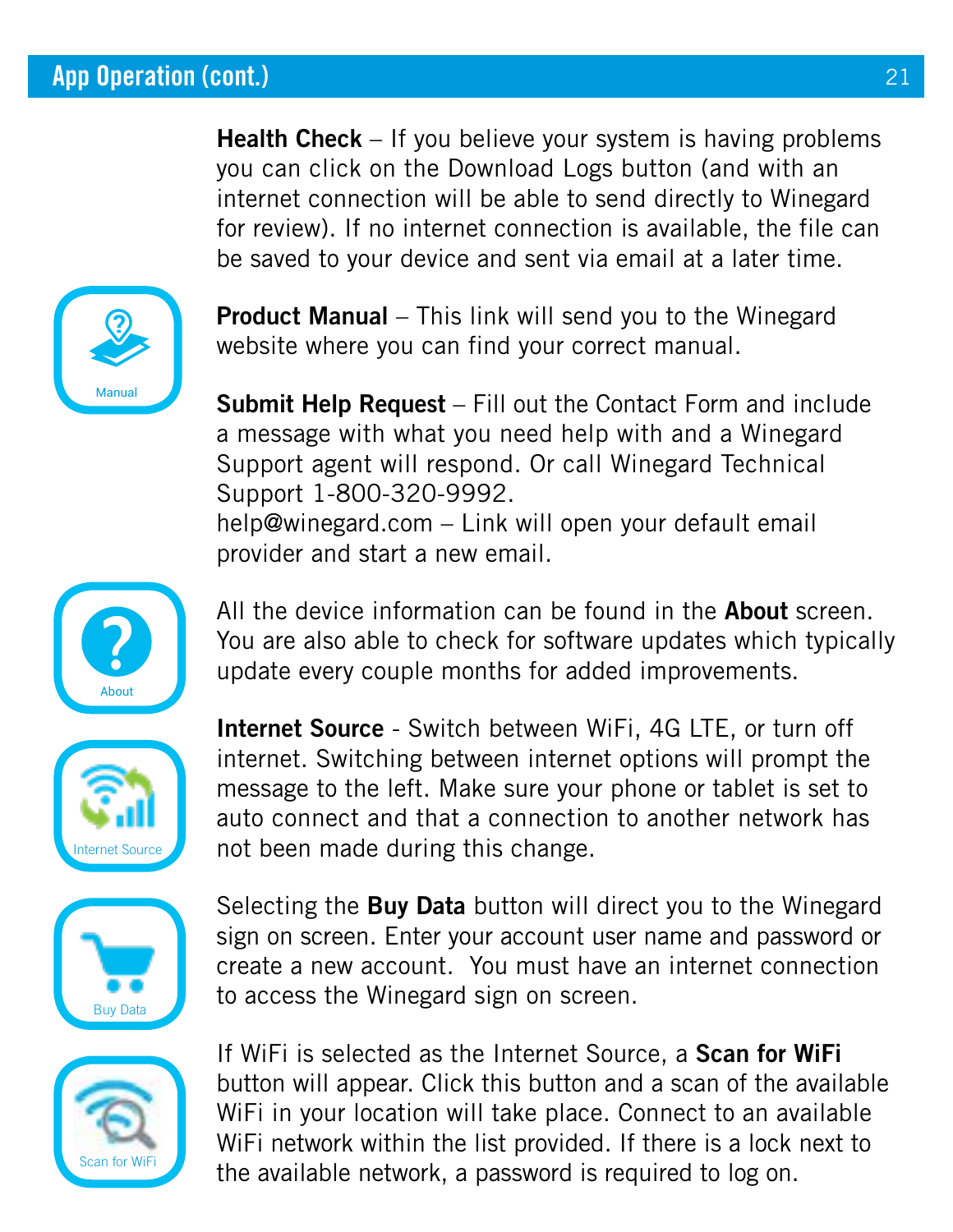## App Operation (cont.)

**Health Check** – If you believe your system is having problems you can click on the Download Logs button (and with an internet connection will be able to send directly to Winegard for review). If no internet connection is available, the file can be saved to your device and sent via email at a later time.

Manual

**Product Manual** – This link will send you to the Winegard website where you can find your correct manual.

**Submit Help Request** – Fill out the Contact Form and include a message with what you need help with and a Winegard Support agent will respond. Or call Winegard Technical Support 1-800-320-9992.
help@winegard.com – Link will open your default email provider and start a new email.

About

All the device information can be found in the **About** screen. You are also able to check for software updates which typically update every couple months for added improvements.

Internet Source

**Internet Source** - Switch between WiFi, 4G LTE, or turn off internet. Switching between internet options will prompt the message to the left. Make sure your phone or tablet is set to auto connect and that a connection to another network has not been made during this change.

Buy Data

Selecting the **Buy Data** button will direct you to the Winegard sign on screen. Enter your account user name and password or create a new account. You must have an internet connection to access the Winegard sign on screen.

Scan for WiFi

If WiFi is selected as the Internet Source, a **Scan for WiFi** button will appear. Click this button and a scan of the available WiFi in your location will take place. Connect to an available WiFi network within the list provided. If there is a lock next to the available network, a password is required to log on.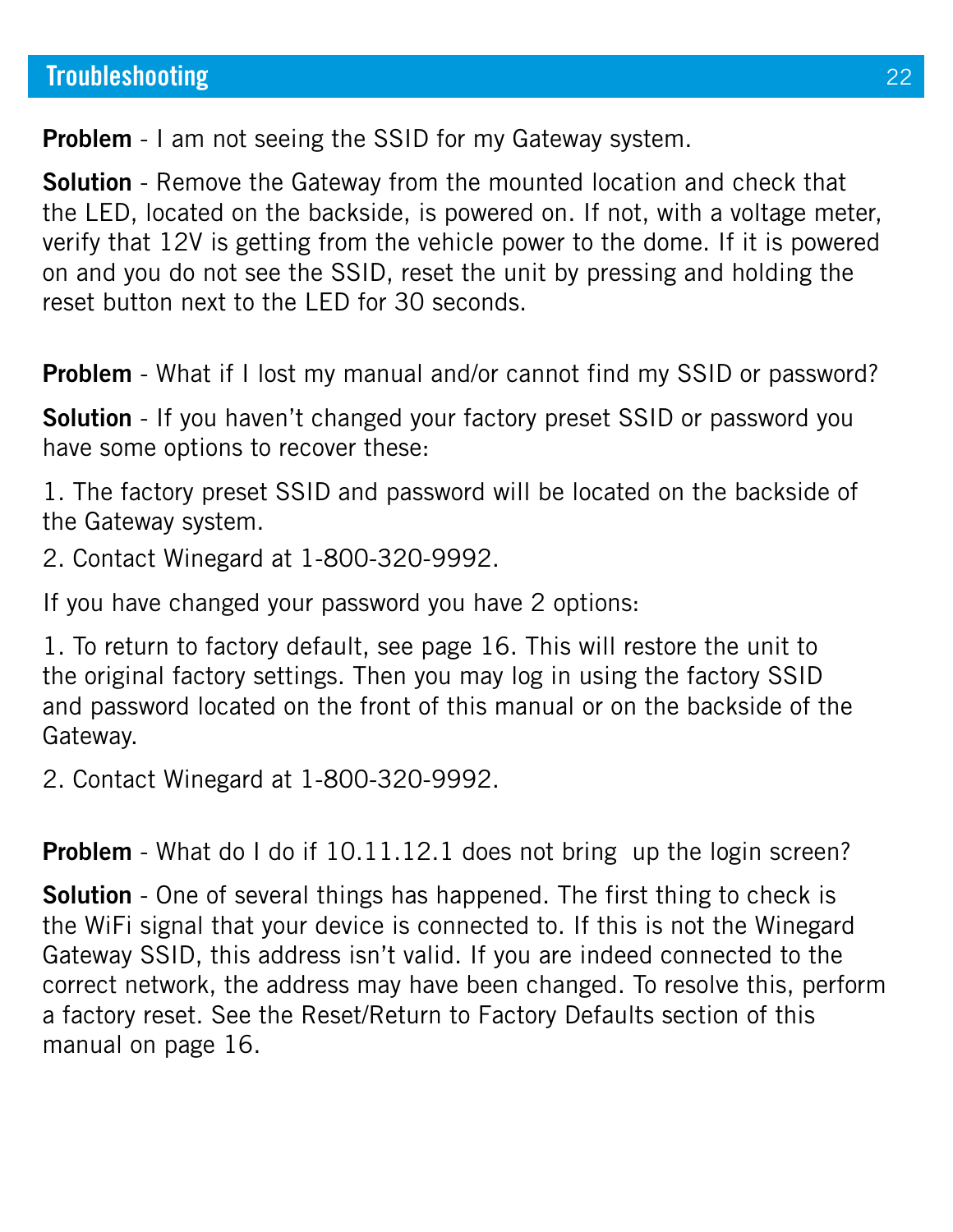## Troubleshooting

**Problem** - I am not seeing the SSID for my Gateway system.

**Solution** - Remove the Gateway from the mounted location and check that the LED, located on the backside, is powered on. If not, with a voltage meter, verify that 12V is getting from the vehicle power to the dome. If it is powered on and you do not see the SSID, reset the unit by pressing and holding the reset button next to the LED for 30 seconds.

**Problem** - What if I lost my manual and/or cannot find my SSID or password?

**Solution** - If you haven't changed your factory preset SSID or password you have some options to recover these:

1. The factory preset SSID and password will be located on the backside of the Gateway system.
2. Contact Winegard at 1-800-320-9992.

If you have changed your password you have 2 options:

1. To return to factory default, see page 16. This will restore the unit to the original factory settings. Then you may log in using the factory SSID and password located on the front of this manual or on the backside of the Gateway.
2. Contact Winegard at 1-800-320-9992.

**Problem** - What do I do if 10.11.12.1 does not bring up the login screen?

**Solution** - One of several things has happened. The first thing to check is the WiFi signal that your device is connected to. If this is not the Winegard Gateway SSID, this address isn't valid. If you are indeed connected to the correct network, the address may have been changed. To resolve this, perform a factory reset. See the Reset/Return to Factory Defaults section of this manual on page 16.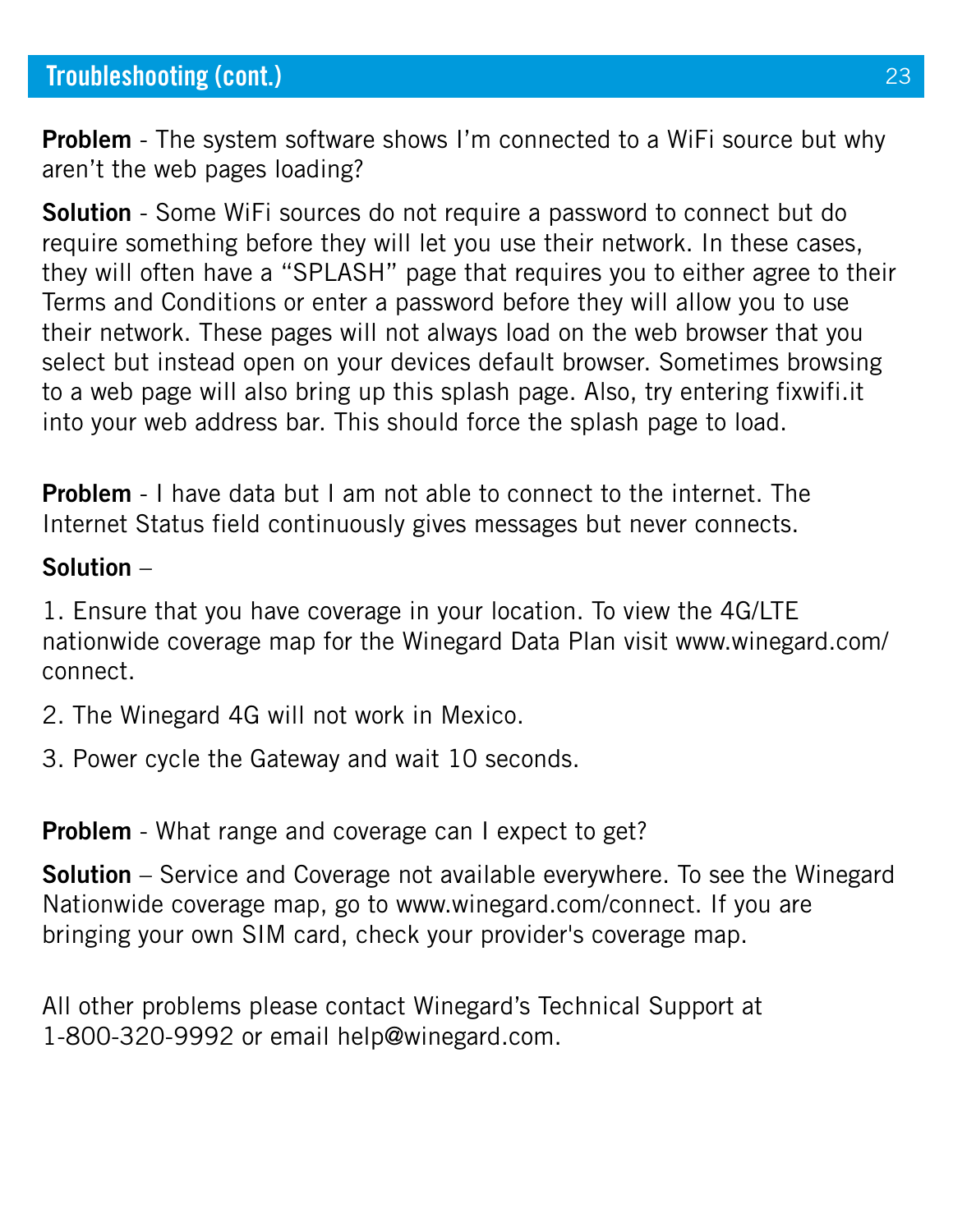## Troubleshooting (cont.)

**Problem** - The system software shows I'm connected to a WiFi source but why aren't the web pages loading?

**Solution** - Some WiFi sources do not require a password to connect but do require something before they will let you use their network. In these cases, they will often have a "SPLASH" page that requires you to either agree to their Terms and Conditions or enter a password before they will allow you to use their network. These pages will not always load on the web browser that you select but instead open on your devices default browser. Sometimes browsing to a web page will also bring up this splash page. Also, try entering fixwifi.it into your web address bar. This should force the splash page to load.

**Problem** - I have data but I am not able to connect to the internet. The Internet Status field continuously gives messages but never connects.

**Solution** –

1. Ensure that you have coverage in your location. To view the 4G/LTE nationwide coverage map for the Winegard Data Plan visit www.winegard.com/connect.

2. The Winegard 4G will not work in Mexico.

3. Power cycle the Gateway and wait 10 seconds.

**Problem** - What range and coverage can I expect to get?

**Solution** – Service and Coverage not available everywhere. To see the Winegard Nationwide coverage map, go to www.winegard.com/connect. If you are bringing your own SIM card, check your provider's coverage map.

All other problems please contact Winegard's Technical Support at 1-800-320-9992 or email help@winegard.com.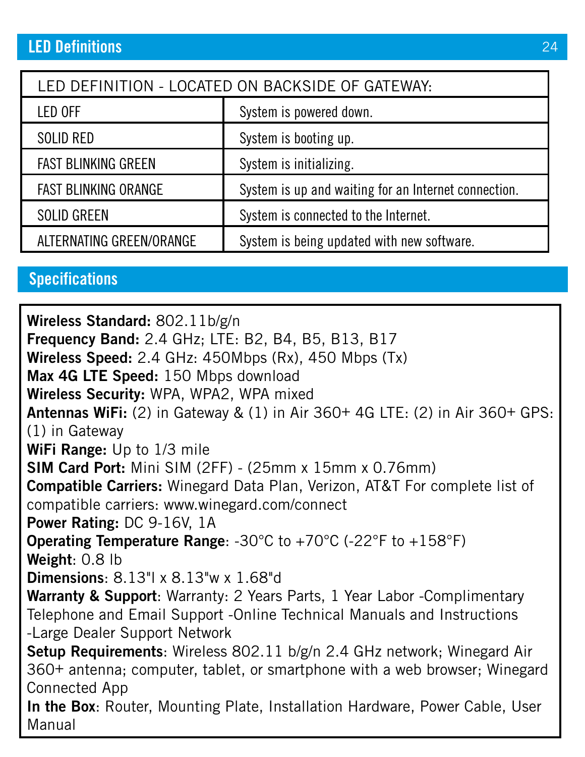## LED Definitions

| LED DEFINITION - LOCATED ON BACKSIDE OF GATEWAY: | |
|---|---|
| LED OFF | System is powered down. |
| SOLID RED | System is booting up. |
| FAST BLINKING GREEN | System is initializing. |
| FAST BLINKING ORANGE | System is up and waiting for an Internet connection. |
| SOLID GREEN | System is connected to the Internet. |
| ALTERNATING GREEN/ORANGE | System is being updated with new software. |

## Specifications

**Wireless Standard:** 802.11b/g/n
**Frequency Band:** 2.4 GHz; LTE: B2, B4, B5, B13, B17
**Wireless Speed:** 2.4 GHz: 450Mbps (Rx), 450 Mbps (Tx)
**Max 4G LTE Speed:** 150 Mbps download
**Wireless Security:** WPA, WPA2, WPA mixed
**Antennas WiFi:** (2) in Gateway & (1) in Air 360+ 4G LTE: (2) in Air 360+ GPS: (1) in Gateway
**WiFi Range:** Up to 1/3 mile
**SIM Card Port:** Mini SIM (2FF) - (25mm x 15mm x 0.76mm)
**Compatible Carriers:** Winegard Data Plan, Verizon, AT&T For complete list of compatible carriers: www.winegard.com/connect
**Power Rating:** DC 9-16V, 1A
**Operating Temperature Range**: -30°C to +70°C (-22°F to +158°F)
**Weight**: 0.8 lb
**Dimensions**: 8.13"l x 8.13"w x 1.68"d
**Warranty & Support**: Warranty: 2 Years Parts, 1 Year Labor -Complimentary Telephone and Email Support -Online Technical Manuals and Instructions -Large Dealer Support Network
**Setup Requirements**: Wireless 802.11 b/g/n 2.4 GHz network; Winegard Air 360+ antenna; computer, tablet, or smartphone with a web browser; Winegard Connected App
**In the Box**: Router, Mounting Plate, Installation Hardware, Power Cable, User Manual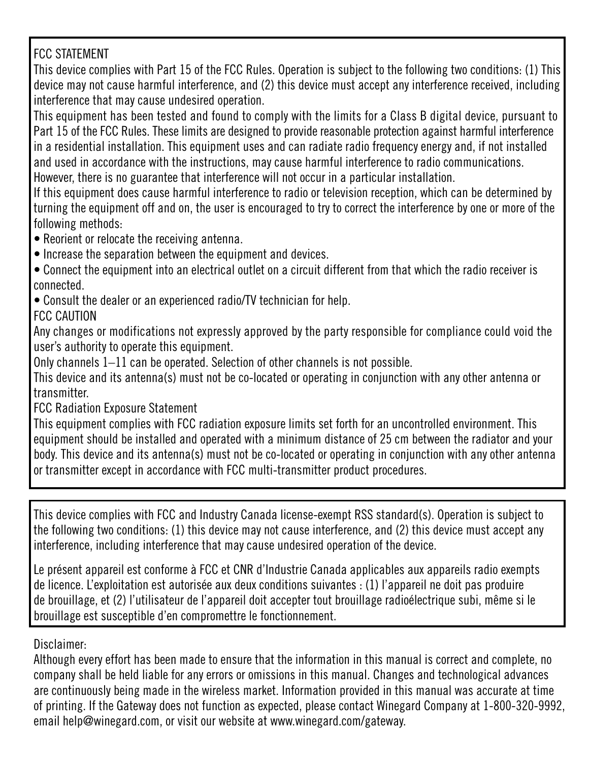FCC STATEMENT

This device complies with Part 15 of the FCC Rules. Operation is subject to the following two conditions: (1) This device may not cause harmful interference, and (2) this device must accept any interference received, including interference that may cause undesired operation.

This equipment has been tested and found to comply with the limits for a Class B digital device, pursuant to Part 15 of the FCC Rules. These limits are designed to provide reasonable protection against harmful interference in a residential installation. This equipment uses and can radiate radio frequency energy and, if not installed and used in accordance with the instructions, may cause harmful interference to radio communications. However, there is no guarantee that interference will not occur in a particular installation.

If this equipment does cause harmful interference to radio or television reception, which can be determined by turning the equipment off and on, the user is encouraged to try to correct the interference by one or more of the following methods:

- Reorient or relocate the receiving antenna.
- Increase the separation between the equipment and devices.
- Connect the equipment into an electrical outlet on a circuit different from that which the radio receiver is connected.
- Consult the dealer or an experienced radio/TV technician for help.

FCC CAUTION

Any changes or modifications not expressly approved by the party responsible for compliance could void the user's authority to operate this equipment.

Only channels 1–11 can be operated. Selection of other channels is not possible.

This device and its antenna(s) must not be co-located or operating in conjunction with any other antenna or transmitter.

FCC Radiation Exposure Statement

This equipment complies with FCC radiation exposure limits set forth for an uncontrolled environment. This equipment should be installed and operated with a minimum distance of 25 cm between the radiator and your body. This device and its antenna(s) must not be co-located or operating in conjunction with any other antenna or transmitter except in accordance with FCC multi-transmitter product procedures.

This device complies with FCC and Industry Canada license-exempt RSS standard(s). Operation is subject to the following two conditions: (1) this device may not cause interference, and (2) this device must accept any interference, including interference that may cause undesired operation of the device.

Le présent appareil est conforme à FCC et CNR d'Industrie Canada applicables aux appareils radio exempts de licence. L'exploitation est autorisée aux deux conditions suivantes : (1) l'appareil ne doit pas produire de brouillage, et (2) l'utilisateur de l'appareil doit accepter tout brouillage radioélectrique subi, même si le brouillage est susceptible d'en compromettre le fonctionnement.

Disclaimer:

Although every effort has been made to ensure that the information in this manual is correct and complete, no company shall be held liable for any errors or omissions in this manual. Changes and technological advances are continuously being made in the wireless market. Information provided in this manual was accurate at time of printing. If the Gateway does not function as expected, please contact Winegard Company at 1-800-320-9992, email help@winegard.com, or visit our website at www.winegard.com/gateway.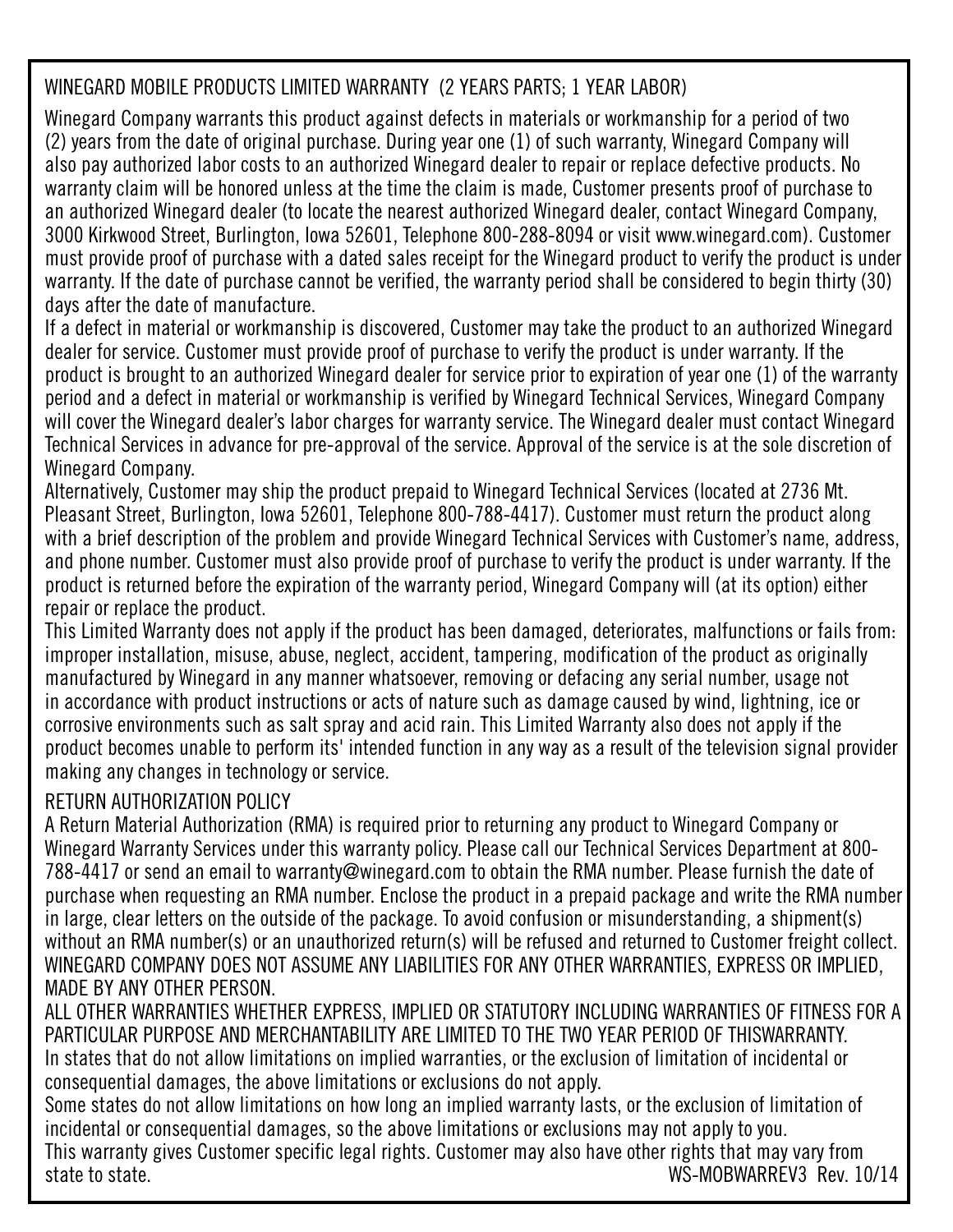## WINEGARD MOBILE PRODUCTS LIMITED WARRANTY (2 YEARS PARTS; 1 YEAR LABOR)

Winegard Company warrants this product against defects in materials or workmanship for a period of two (2) years from the date of original purchase. During year one (1) of such warranty, Winegard Company will also pay authorized labor costs to an authorized Winegard dealer to repair or replace defective products. No warranty claim will be honored unless at the time the claim is made, Customer presents proof of purchase to an authorized Winegard dealer (to locate the nearest authorized Winegard dealer, contact Winegard Company, 3000 Kirkwood Street, Burlington, Iowa 52601, Telephone 800-288-8094 or visit www.winegard.com). Customer must provide proof of purchase with a dated sales receipt for the Winegard product to verify the product is under warranty. If the date of purchase cannot be verified, the warranty period shall be considered to begin thirty (30) days after the date of manufacture.

If a defect in material or workmanship is discovered, Customer may take the product to an authorized Winegard dealer for service. Customer must provide proof of purchase to verify the product is under warranty. If the product is brought to an authorized Winegard dealer for service prior to expiration of year one (1) of the warranty period and a defect in material or workmanship is verified by Winegard Technical Services, Winegard Company will cover the Winegard dealer's labor charges for warranty service. The Winegard dealer must contact Winegard Technical Services in advance for pre-approval of the service. Approval of the service is at the sole discretion of Winegard Company.

Alternatively, Customer may ship the product prepaid to Winegard Technical Services (located at 2736 Mt. Pleasant Street, Burlington, Iowa 52601, Telephone 800-788-4417). Customer must return the product along with a brief description of the problem and provide Winegard Technical Services with Customer's name, address, and phone number. Customer must also provide proof of purchase to verify the product is under warranty. If the product is returned before the expiration of the warranty period, Winegard Company will (at its option) either repair or replace the product.

This Limited Warranty does not apply if the product has been damaged, deteriorates, malfunctions or fails from: improper installation, misuse, abuse, neglect, accident, tampering, modification of the product as originally manufactured by Winegard in any manner whatsoever, removing or defacing any serial number, usage not in accordance with product instructions or acts of nature such as damage caused by wind, lightning, ice or corrosive environments such as salt spray and acid rain. This Limited Warranty also does not apply if the product becomes unable to perform its' intended function in any way as a result of the television signal provider making any changes in technology or service.

## RETURN AUTHORIZATION POLICY

A Return Material Authorization (RMA) is required prior to returning any product to Winegard Company or Winegard Warranty Services under this warranty policy. Please call our Technical Services Department at 800-788-4417 or send an email to warranty@winegard.com to obtain the RMA number. Please furnish the date of purchase when requesting an RMA number. Enclose the product in a prepaid package and write the RMA number in large, clear letters on the outside of the package. To avoid confusion or misunderstanding, a shipment(s) without an RMA number(s) or an unauthorized return(s) will be refused and returned to Customer freight collect.

WINEGARD COMPANY DOES NOT ASSUME ANY LIABILITIES FOR ANY OTHER WARRANTIES, EXPRESS OR IMPLIED, MADE BY ANY OTHER PERSON.

ALL OTHER WARRANTIES WHETHER EXPRESS, IMPLIED OR STATUTORY INCLUDING WARRANTIES OF FITNESS FOR A PARTICULAR PURPOSE AND MERCHANTABILITY ARE LIMITED TO THE TWO YEAR PERIOD OF THISWARRANTY.

In states that do not allow limitations on implied warranties, or the exclusion of limitation of incidental or consequential damages, the above limitations or exclusions do not apply.

Some states do not allow limitations on how long an implied warranty lasts, or the exclusion of limitation of incidental or consequential damages, so the above limitations or exclusions may not apply to you.

This warranty gives Customer specific legal rights. Customer may also have other rights that may vary from state to state.

WS-MOBWARREV3 Rev. 10/14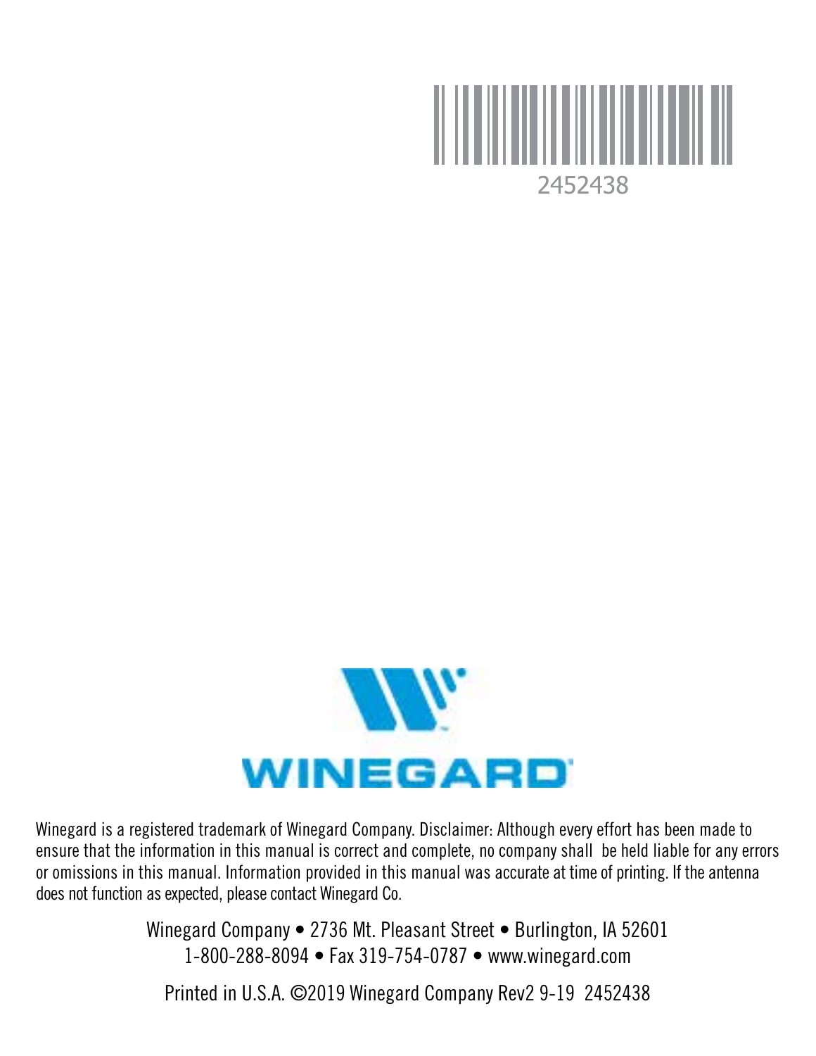2452438

WINEGARD

Winegard is a registered trademark of Winegard Company. Disclaimer: Although every effort has been made to ensure that the information in this manual is correct and complete, no company shall be held liable for any errors or omissions in this manual. Information provided in this manual was accurate at time of printing. If the antenna does not function as expected, please contact Winegard Co.

Winegard Company • 2736 Mt. Pleasant Street • Burlington, IA 52601
1-800-288-8094 • Fax 319-754-0787 • www.winegard.com

Printed in U.S.A. ©2019 Winegard Company Rev2 9-19 2452438